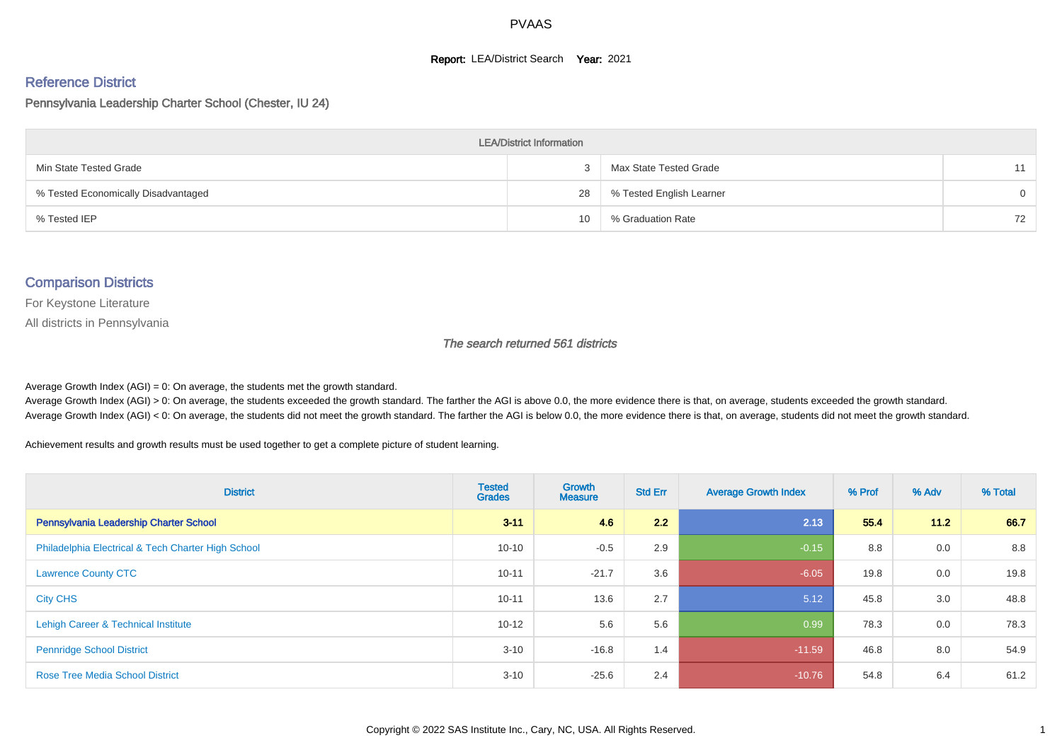# PVAAS

**Report:** LEA/District Search **Year:** 2021

## Reference District

Pennsylvania Leadership Charter School (Chester, IU 24)

| LEA/District Information | | | |
|---|---|---|---|
| Min State Tested Grade | 3 | Max State Tested Grade | 11 |
| % Tested Economically Disadvantaged | 28 | % Tested English Learner | 0 |
| % Tested IEP | 10 | % Graduation Rate | 72 |

## Comparison Districts

For Keystone Literature

All districts in Pennsylvania

*The search returned 561 districts*

Average Growth Index (AGI) = 0: On average, the students met the growth standard.
Average Growth Index (AGI) > 0: On average, the students exceeded the growth standard. The farther the AGI is above 0.0, the more evidence there is that, on average, students exceeded the growth standard.
Average Growth Index (AGI) < 0: On average, the students did not meet the growth standard. The farther the AGI is below 0.0, the more evidence there is that, on average, students did not meet the growth standard.

Achievement results and growth results must be used together to get a complete picture of student learning.

| District | Tested Grades | Growth Measure | Std Err | Average Growth Index | % Prof | % Adv | % Total |
|---|---|---|---|---|---|---|---|
| **Pennsylvania Leadership Charter School** | **3-11** | **4.6** | **2.2** | **2.13** | **55.4** | **11.2** | **66.7** |
| Philadelphia Electrical & Tech Charter High School | 10-10 | -0.5 | 2.9 | -0.15 | 8.8 | 0.0 | 8.8 |
| Lawrence County CTC | 10-11 | -21.7 | 3.6 | -6.05 | 19.8 | 0.0 | 19.8 |
| City CHS | 10-11 | 13.6 | 2.7 | 5.12 | 45.8 | 3.0 | 48.8 |
| Lehigh Career & Technical Institute | 10-12 | 5.6 | 5.6 | 0.99 | 78.3 | 0.0 | 78.3 |
| Pennridge School District | 3-10 | -16.8 | 1.4 | -11.59 | 46.8 | 8.0 | 54.9 |
| Rose Tree Media School District | 3-10 | -25.6 | 2.4 | -10.76 | 54.8 | 6.4 | 61.2 |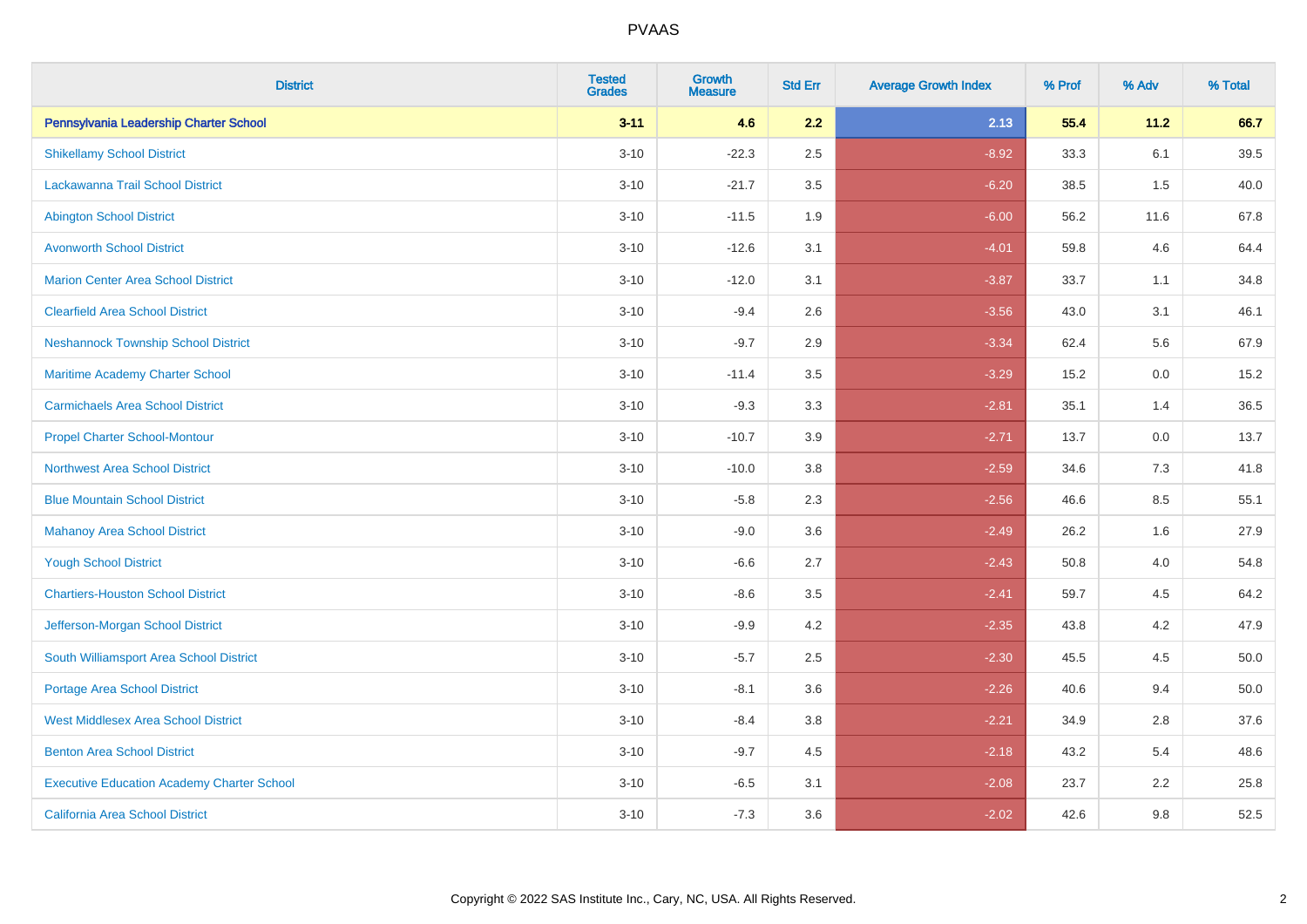| District | Tested Grades | Growth Measure | Std Err | Average Growth Index | % Prof | % Adv | % Total |
|---|---|---|---|---|---|---|---|
| **Pennsylvania Leadership Charter School** | **3-11** | **4.6** | **2.2** | **2.13** | **55.4** | **11.2** | **66.7** |
| Shikellamy School District | 3-10 | -22.3 | 2.5 | -8.92 | 33.3 | 6.1 | 39.5 |
| Lackawanna Trail School District | 3-10 | -21.7 | 3.5 | -6.20 | 38.5 | 1.5 | 40.0 |
| Abington School District | 3-10 | -11.5 | 1.9 | -6.00 | 56.2 | 11.6 | 67.8 |
| Avonworth School District | 3-10 | -12.6 | 3.1 | -4.01 | 59.8 | 4.6 | 64.4 |
| Marion Center Area School District | 3-10 | -12.0 | 3.1 | -3.87 | 33.7 | 1.1 | 34.8 |
| Clearfield Area School District | 3-10 | -9.4 | 2.6 | -3.56 | 43.0 | 3.1 | 46.1 |
| Neshannock Township School District | 3-10 | -9.7 | 2.9 | -3.34 | 62.4 | 5.6 | 67.9 |
| Maritime Academy Charter School | 3-10 | -11.4 | 3.5 | -3.29 | 15.2 | 0.0 | 15.2 |
| Carmichaels Area School District | 3-10 | -9.3 | 3.3 | -2.81 | 35.1 | 1.4 | 36.5 |
| Propel Charter School-Montour | 3-10 | -10.7 | 3.9 | -2.71 | 13.7 | 0.0 | 13.7 |
| Northwest Area School District | 3-10 | -10.0 | 3.8 | -2.59 | 34.6 | 7.3 | 41.8 |
| Blue Mountain School District | 3-10 | -5.8 | 2.3 | -2.56 | 46.6 | 8.5 | 55.1 |
| Mahanoy Area School District | 3-10 | -9.0 | 3.6 | -2.49 | 26.2 | 1.6 | 27.9 |
| Yough School District | 3-10 | -6.6 | 2.7 | -2.43 | 50.8 | 4.0 | 54.8 |
| Chartiers-Houston School District | 3-10 | -8.6 | 3.5 | -2.41 | 59.7 | 4.5 | 64.2 |
| Jefferson-Morgan School District | 3-10 | -9.9 | 4.2 | -2.35 | 43.8 | 4.2 | 47.9 |
| South Williamsport Area School District | 3-10 | -5.7 | 2.5 | -2.30 | 45.5 | 4.5 | 50.0 |
| Portage Area School District | 3-10 | -8.1 | 3.6 | -2.26 | 40.6 | 9.4 | 50.0 |
| West Middlesex Area School District | 3-10 | -8.4 | 3.8 | -2.21 | 34.9 | 2.8 | 37.6 |
| Benton Area School District | 3-10 | -9.7 | 4.5 | -2.18 | 43.2 | 5.4 | 48.6 |
| Executive Education Academy Charter School | 3-10 | -6.5 | 3.1 | -2.08 | 23.7 | 2.2 | 25.8 |
| California Area School District | 3-10 | -7.3 | 3.6 | -2.02 | 42.6 | 9.8 | 52.5 |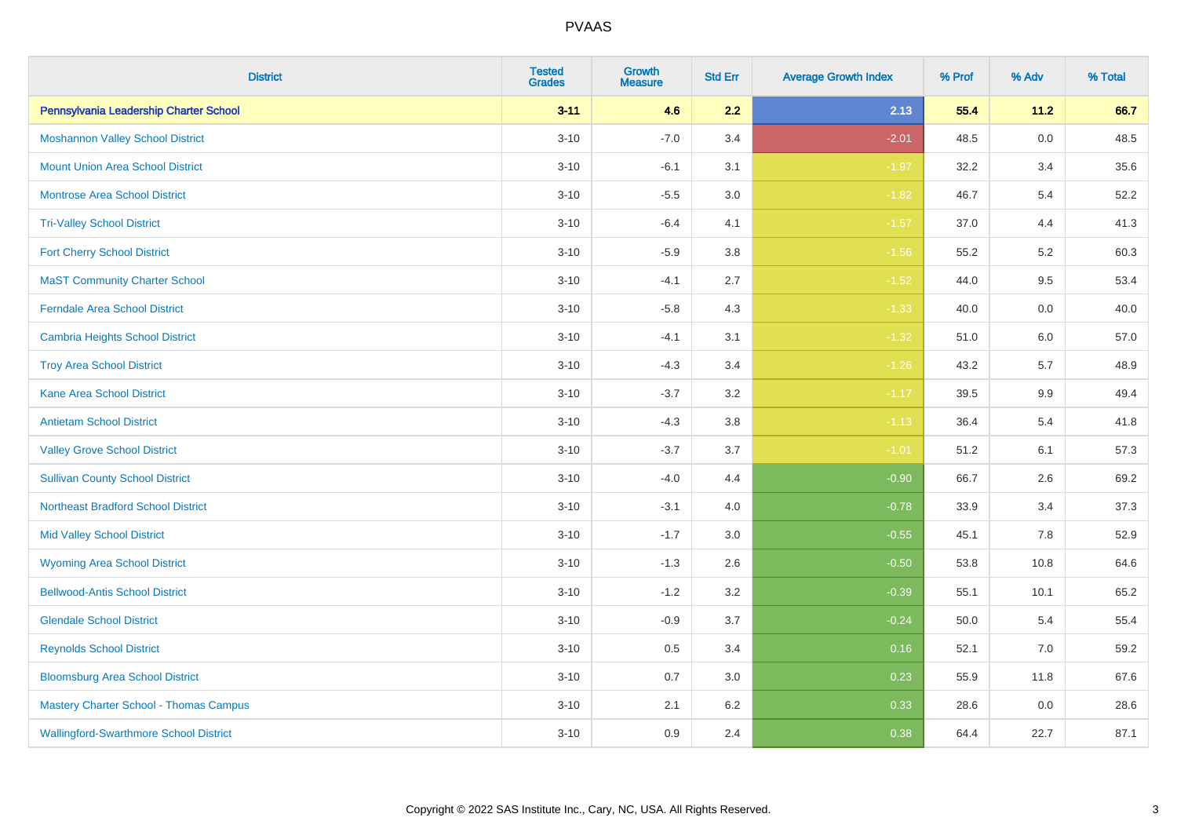| District | Tested Grades | Growth Measure | Std Err | Average Growth Index | % Prof | % Adv | % Total |
|---|---|---|---|---|---|---|---|
| **Pennsylvania Leadership Charter School** | **3-11** | **4.6** | **2.2** | **2.13** | **55.4** | **11.2** | **66.7** |
| Moshannon Valley School District | 3-10 | -7.0 | 3.4 | -2.01 | 48.5 | 0.0 | 48.5 |
| Mount Union Area School District | 3-10 | -6.1 | 3.1 | -1.97 | 32.2 | 3.4 | 35.6 |
| Montrose Area School District | 3-10 | -5.5 | 3.0 | -1.82 | 46.7 | 5.4 | 52.2 |
| Tri-Valley School District | 3-10 | -6.4 | 4.1 | -1.57 | 37.0 | 4.4 | 41.3 |
| Fort Cherry School District | 3-10 | -5.9 | 3.8 | -1.56 | 55.2 | 5.2 | 60.3 |
| MaST Community Charter School | 3-10 | -4.1 | 2.7 | -1.52 | 44.0 | 9.5 | 53.4 |
| Ferndale Area School District | 3-10 | -5.8 | 4.3 | -1.33 | 40.0 | 0.0 | 40.0 |
| Cambria Heights School District | 3-10 | -4.1 | 3.1 | -1.32 | 51.0 | 6.0 | 57.0 |
| Troy Area School District | 3-10 | -4.3 | 3.4 | -1.26 | 43.2 | 5.7 | 48.9 |
| Kane Area School District | 3-10 | -3.7 | 3.2 | -1.17 | 39.5 | 9.9 | 49.4 |
| Antietam School District | 3-10 | -4.3 | 3.8 | -1.13 | 36.4 | 5.4 | 41.8 |
| Valley Grove School District | 3-10 | -3.7 | 3.7 | -1.01 | 51.2 | 6.1 | 57.3 |
| Sullivan County School District | 3-10 | -4.0 | 4.4 | -0.90 | 66.7 | 2.6 | 69.2 |
| Northeast Bradford School District | 3-10 | -3.1 | 4.0 | -0.78 | 33.9 | 3.4 | 37.3 |
| Mid Valley School District | 3-10 | -1.7 | 3.0 | -0.55 | 45.1 | 7.8 | 52.9 |
| Wyoming Area School District | 3-10 | -1.3 | 2.6 | -0.50 | 53.8 | 10.8 | 64.6 |
| Bellwood-Antis School District | 3-10 | -1.2 | 3.2 | -0.39 | 55.1 | 10.1 | 65.2 |
| Glendale School District | 3-10 | -0.9 | 3.7 | -0.24 | 50.0 | 5.4 | 55.4 |
| Reynolds School District | 3-10 | 0.5 | 3.4 | 0.16 | 52.1 | 7.0 | 59.2 |
| Bloomsburg Area School District | 3-10 | 0.7 | 3.0 | 0.23 | 55.9 | 11.8 | 67.6 |
| Mastery Charter School - Thomas Campus | 3-10 | 2.1 | 6.2 | 0.33 | 28.6 | 0.0 | 28.6 |
| Wallingford-Swarthmore School District | 3-10 | 0.9 | 2.4 | 0.38 | 64.4 | 22.7 | 87.1 |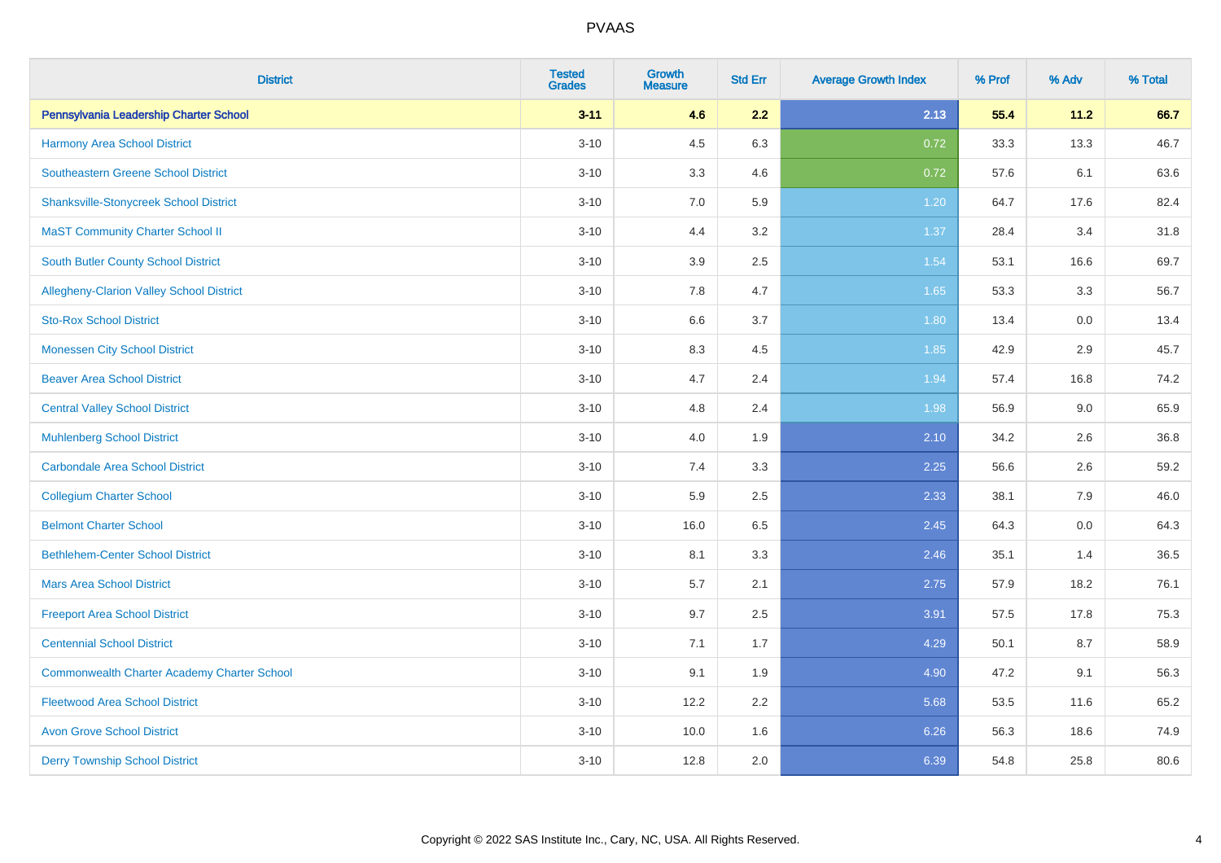# PVAAS

| District | Tested Grades | Growth Measure | Std Err | Average Growth Index | % Prof | % Adv | % Total |
|---|---|---|---|---|---|---|---|
| **Pennsylvania Leadership Charter School** | **3-11** | **4.6** | **2.2** | **2.13** | **55.4** | **11.2** | **66.7** |
| Harmony Area School District | 3-10 | 4.5 | 6.3 | 0.72 | 33.3 | 13.3 | 46.7 |
| Southeastern Greene School District | 3-10 | 3.3 | 4.6 | 0.72 | 57.6 | 6.1 | 63.6 |
| Shanksville-Stonycreek School District | 3-10 | 7.0 | 5.9 | 1.20 | 64.7 | 17.6 | 82.4 |
| MaST Community Charter School II | 3-10 | 4.4 | 3.2 | 1.37 | 28.4 | 3.4 | 31.8 |
| South Butler County School District | 3-10 | 3.9 | 2.5 | 1.54 | 53.1 | 16.6 | 69.7 |
| Allegheny-Clarion Valley School District | 3-10 | 7.8 | 4.7 | 1.65 | 53.3 | 3.3 | 56.7 |
| Sto-Rox School District | 3-10 | 6.6 | 3.7 | 1.80 | 13.4 | 0.0 | 13.4 |
| Monessen City School District | 3-10 | 8.3 | 4.5 | 1.85 | 42.9 | 2.9 | 45.7 |
| Beaver Area School District | 3-10 | 4.7 | 2.4 | 1.94 | 57.4 | 16.8 | 74.2 |
| Central Valley School District | 3-10 | 4.8 | 2.4 | 1.98 | 56.9 | 9.0 | 65.9 |
| Muhlenberg School District | 3-10 | 4.0 | 1.9 | 2.10 | 34.2 | 2.6 | 36.8 |
| Carbondale Area School District | 3-10 | 7.4 | 3.3 | 2.25 | 56.6 | 2.6 | 59.2 |
| Collegium Charter School | 3-10 | 5.9 | 2.5 | 2.33 | 38.1 | 7.9 | 46.0 |
| Belmont Charter School | 3-10 | 16.0 | 6.5 | 2.45 | 64.3 | 0.0 | 64.3 |
| Bethlehem-Center School District | 3-10 | 8.1 | 3.3 | 2.46 | 35.1 | 1.4 | 36.5 |
| Mars Area School District | 3-10 | 5.7 | 2.1 | 2.75 | 57.9 | 18.2 | 76.1 |
| Freeport Area School District | 3-10 | 9.7 | 2.5 | 3.91 | 57.5 | 17.8 | 75.3 |
| Centennial School District | 3-10 | 7.1 | 1.7 | 4.29 | 50.1 | 8.7 | 58.9 |
| Commonwealth Charter Academy Charter School | 3-10 | 9.1 | 1.9 | 4.90 | 47.2 | 9.1 | 56.3 |
| Fleetwood Area School District | 3-10 | 12.2 | 2.2 | 5.68 | 53.5 | 11.6 | 65.2 |
| Avon Grove School District | 3-10 | 10.0 | 1.6 | 6.26 | 56.3 | 18.6 | 74.9 |
| Derry Township School District | 3-10 | 12.8 | 2.0 | 6.39 | 54.8 | 25.8 | 80.6 |

Copyright © 2022 SAS Institute Inc., Cary, NC, USA. All Rights Reserved.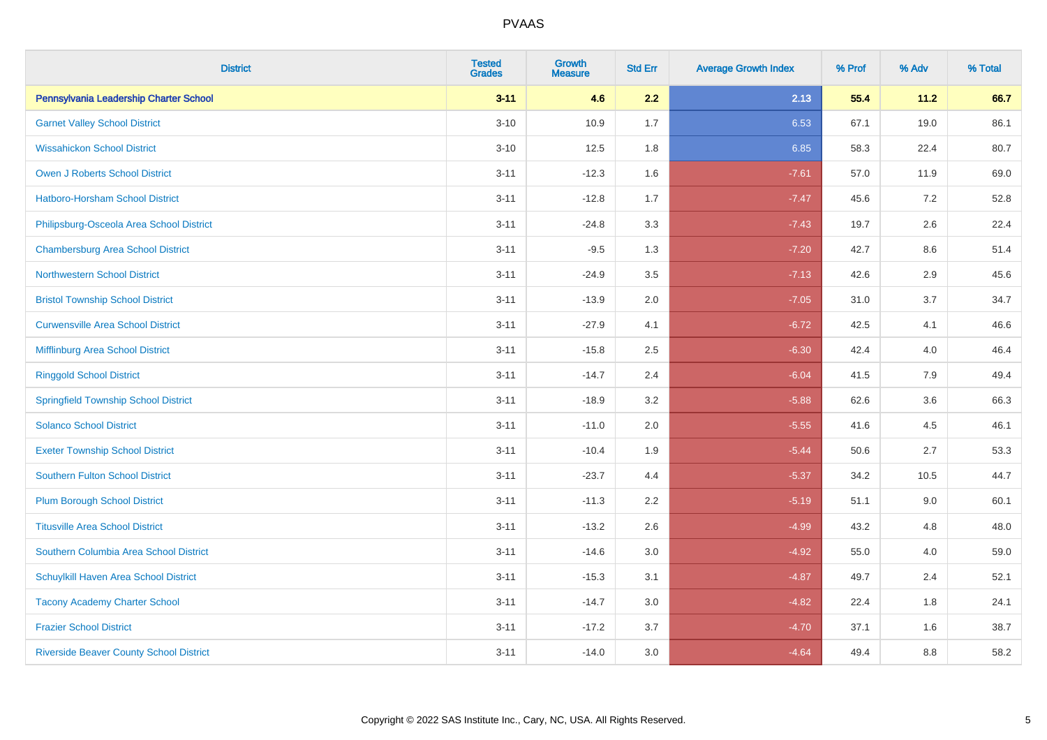# PVAAS

| District | Tested Grades | Growth Measure | Std Err | Average Growth Index | % Prof | % Adv | % Total |
|---|---|---|---|---|---|---|---|
| **Pennsylvania Leadership Charter School** | **3-11** | **4.6** | **2.2** | **2.13** | **55.4** | **11.2** | **66.7** |
| Garnet Valley School District | 3-10 | 10.9 | 1.7 | 6.53 | 67.1 | 19.0 | 86.1 |
| Wissahickon School District | 3-10 | 12.5 | 1.8 | 6.85 | 58.3 | 22.4 | 80.7 |
| Owen J Roberts School District | 3-11 | -12.3 | 1.6 | -7.61 | 57.0 | 11.9 | 69.0 |
| Hatboro-Horsham School District | 3-11 | -12.8 | 1.7 | -7.47 | 45.6 | 7.2 | 52.8 |
| Philipsburg-Osceola Area School District | 3-11 | -24.8 | 3.3 | -7.43 | 19.7 | 2.6 | 22.4 |
| Chambersburg Area School District | 3-11 | -9.5 | 1.3 | -7.20 | 42.7 | 8.6 | 51.4 |
| Northwestern School District | 3-11 | -24.9 | 3.5 | -7.13 | 42.6 | 2.9 | 45.6 |
| Bristol Township School District | 3-11 | -13.9 | 2.0 | -7.05 | 31.0 | 3.7 | 34.7 |
| Curwensville Area School District | 3-11 | -27.9 | 4.1 | -6.72 | 42.5 | 4.1 | 46.6 |
| Mifflinburg Area School District | 3-11 | -15.8 | 2.5 | -6.30 | 42.4 | 4.0 | 46.4 |
| Ringgold School District | 3-11 | -14.7 | 2.4 | -6.04 | 41.5 | 7.9 | 49.4 |
| Springfield Township School District | 3-11 | -18.9 | 3.2 | -5.88 | 62.6 | 3.6 | 66.3 |
| Solanco School District | 3-11 | -11.0 | 2.0 | -5.55 | 41.6 | 4.5 | 46.1 |
| Exeter Township School District | 3-11 | -10.4 | 1.9 | -5.44 | 50.6 | 2.7 | 53.3 |
| Southern Fulton School District | 3-11 | -23.7 | 4.4 | -5.37 | 34.2 | 10.5 | 44.7 |
| Plum Borough School District | 3-11 | -11.3 | 2.2 | -5.19 | 51.1 | 9.0 | 60.1 |
| Titusville Area School District | 3-11 | -13.2 | 2.6 | -4.99 | 43.2 | 4.8 | 48.0 |
| Southern Columbia Area School District | 3-11 | -14.6 | 3.0 | -4.92 | 55.0 | 4.0 | 59.0 |
| Schuylkill Haven Area School District | 3-11 | -15.3 | 3.1 | -4.87 | 49.7 | 2.4 | 52.1 |
| Tacony Academy Charter School | 3-11 | -14.7 | 3.0 | -4.82 | 22.4 | 1.8 | 24.1 |
| Frazier School District | 3-11 | -17.2 | 3.7 | -4.70 | 37.1 | 1.6 | 38.7 |
| Riverside Beaver County School District | 3-11 | -14.0 | 3.0 | -4.64 | 49.4 | 8.8 | 58.2 |

Copyright © 2022 SAS Institute Inc., Cary, NC, USA. All Rights Reserved.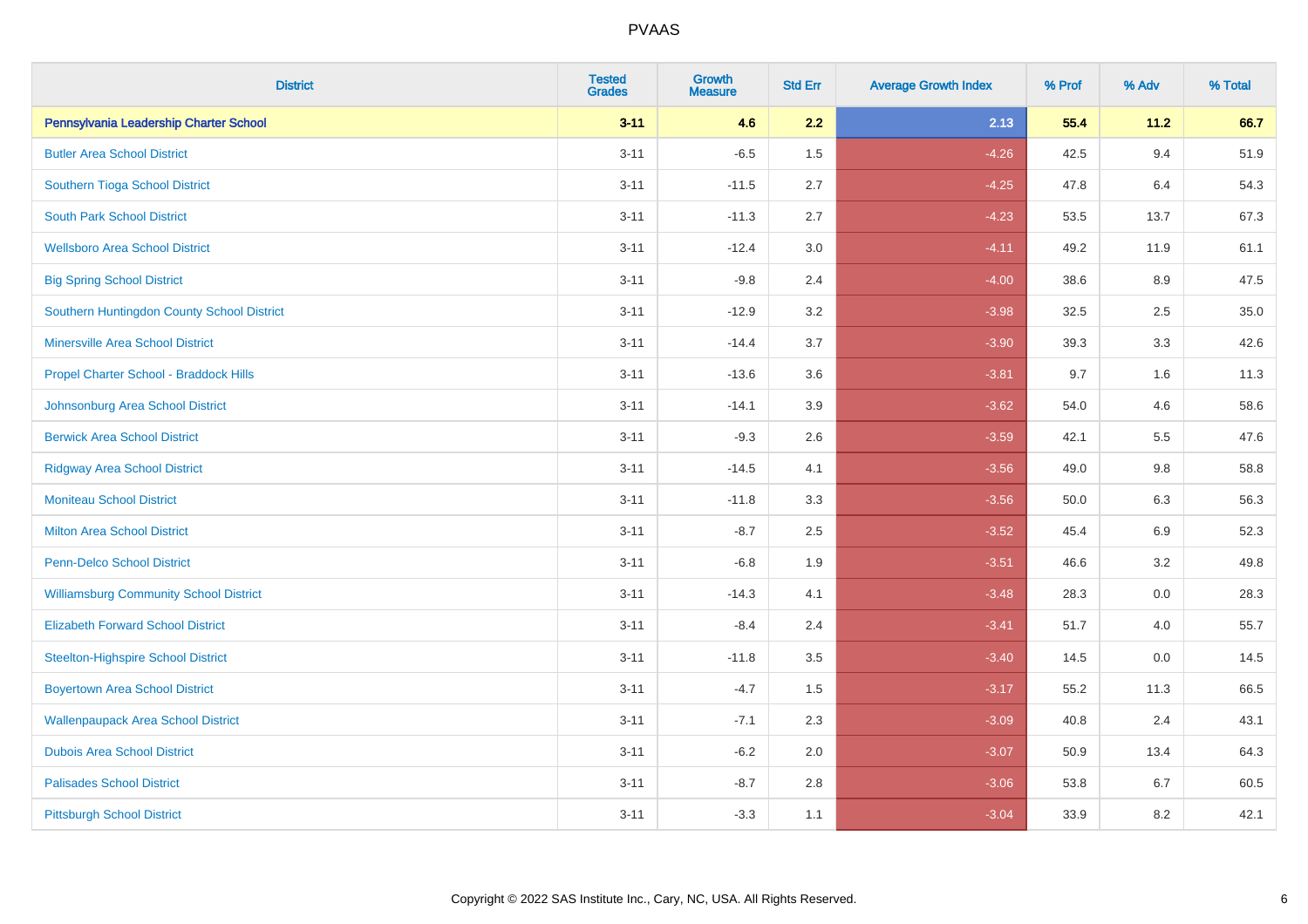| District | Tested Grades | Growth Measure | Std Err | Average Growth Index | % Prof | % Adv | % Total |
|---|---|---|---|---|---|---|---|
| **Pennsylvania Leadership Charter School** | **3-11** | **4.6** | **2.2** | **2.13** | **55.4** | **11.2** | **66.7** |
| Butler Area School District | 3-11 | -6.5 | 1.5 | -4.26 | 42.5 | 9.4 | 51.9 |
| Southern Tioga School District | 3-11 | -11.5 | 2.7 | -4.25 | 47.8 | 6.4 | 54.3 |
| South Park School District | 3-11 | -11.3 | 2.7 | -4.23 | 53.5 | 13.7 | 67.3 |
| Wellsboro Area School District | 3-11 | -12.4 | 3.0 | -4.11 | 49.2 | 11.9 | 61.1 |
| Big Spring School District | 3-11 | -9.8 | 2.4 | -4.00 | 38.6 | 8.9 | 47.5 |
| Southern Huntingdon County School District | 3-11 | -12.9 | 3.2 | -3.98 | 32.5 | 2.5 | 35.0 |
| Minersville Area School District | 3-11 | -14.4 | 3.7 | -3.90 | 39.3 | 3.3 | 42.6 |
| Propel Charter School - Braddock Hills | 3-11 | -13.6 | 3.6 | -3.81 | 9.7 | 1.6 | 11.3 |
| Johnsonburg Area School District | 3-11 | -14.1 | 3.9 | -3.62 | 54.0 | 4.6 | 58.6 |
| Berwick Area School District | 3-11 | -9.3 | 2.6 | -3.59 | 42.1 | 5.5 | 47.6 |
| Ridgway Area School District | 3-11 | -14.5 | 4.1 | -3.56 | 49.0 | 9.8 | 58.8 |
| Moniteau School District | 3-11 | -11.8 | 3.3 | -3.56 | 50.0 | 6.3 | 56.3 |
| Milton Area School District | 3-11 | -8.7 | 2.5 | -3.52 | 45.4 | 6.9 | 52.3 |
| Penn-Delco School District | 3-11 | -6.8 | 1.9 | -3.51 | 46.6 | 3.2 | 49.8 |
| Williamsburg Community School District | 3-11 | -14.3 | 4.1 | -3.48 | 28.3 | 0.0 | 28.3 |
| Elizabeth Forward School District | 3-11 | -8.4 | 2.4 | -3.41 | 51.7 | 4.0 | 55.7 |
| Steelton-Highspire School District | 3-11 | -11.8 | 3.5 | -3.40 | 14.5 | 0.0 | 14.5 |
| Boyertown Area School District | 3-11 | -4.7 | 1.5 | -3.17 | 55.2 | 11.3 | 66.5 |
| Wallenpaupack Area School District | 3-11 | -7.1 | 2.3 | -3.09 | 40.8 | 2.4 | 43.1 |
| Dubois Area School District | 3-11 | -6.2 | 2.0 | -3.07 | 50.9 | 13.4 | 64.3 |
| Palisades School District | 3-11 | -8.7 | 2.8 | -3.06 | 53.8 | 6.7 | 60.5 |
| Pittsburgh School District | 3-11 | -3.3 | 1.1 | -3.04 | 33.9 | 8.2 | 42.1 |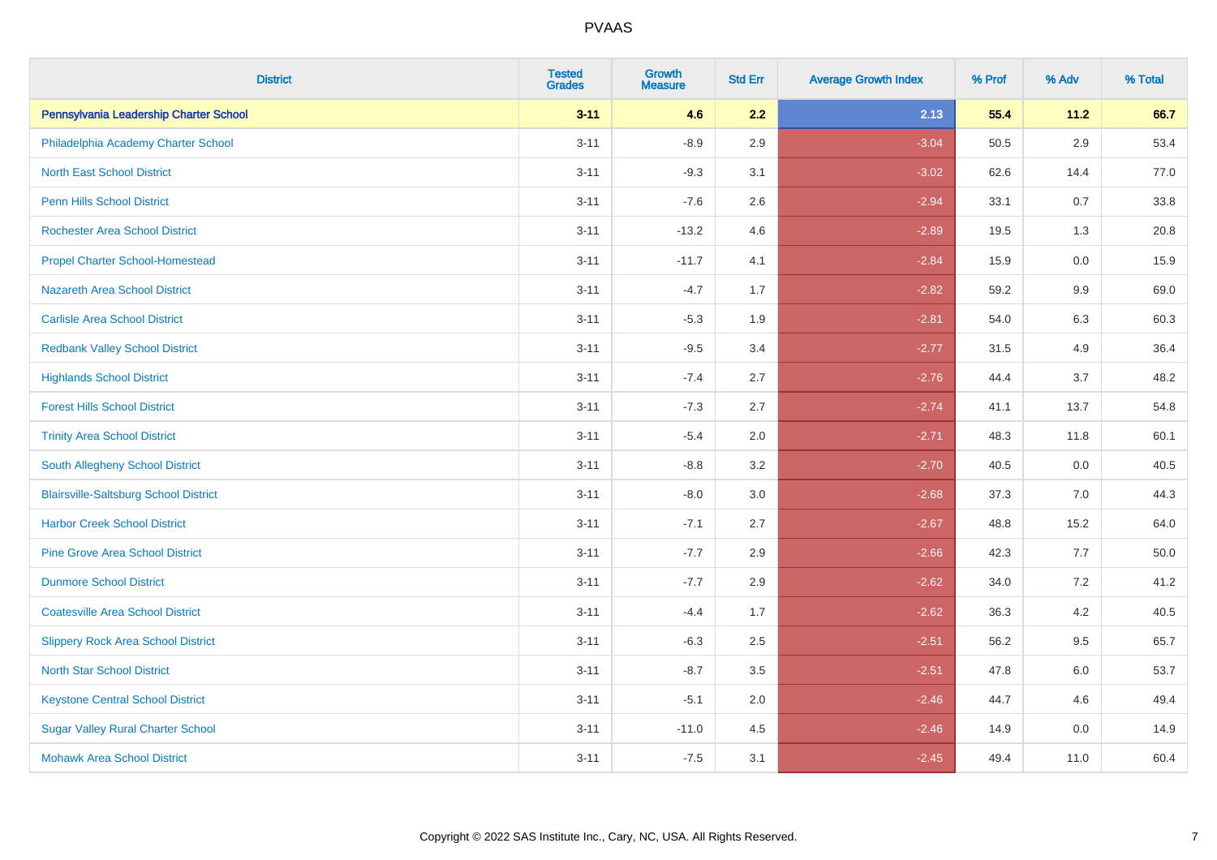| District | Tested Grades | Growth Measure | Std Err | Average Growth Index | % Prof | % Adv | % Total |
|---|---|---|---|---|---|---|---|
| **Pennsylvania Leadership Charter School** | **3-11** | **4.6** | **2.2** | **2.13** | **55.4** | **11.2** | **66.7** |
| Philadelphia Academy Charter School | 3-11 | -8.9 | 2.9 | -3.04 | 50.5 | 2.9 | 53.4 |
| North East School District | 3-11 | -9.3 | 3.1 | -3.02 | 62.6 | 14.4 | 77.0 |
| Penn Hills School District | 3-11 | -7.6 | 2.6 | -2.94 | 33.1 | 0.7 | 33.8 |
| Rochester Area School District | 3-11 | -13.2 | 4.6 | -2.89 | 19.5 | 1.3 | 20.8 |
| Propel Charter School-Homestead | 3-11 | -11.7 | 4.1 | -2.84 | 15.9 | 0.0 | 15.9 |
| Nazareth Area School District | 3-11 | -4.7 | 1.7 | -2.82 | 59.2 | 9.9 | 69.0 |
| Carlisle Area School District | 3-11 | -5.3 | 1.9 | -2.81 | 54.0 | 6.3 | 60.3 |
| Redbank Valley School District | 3-11 | -9.5 | 3.4 | -2.77 | 31.5 | 4.9 | 36.4 |
| Highlands School District | 3-11 | -7.4 | 2.7 | -2.76 | 44.4 | 3.7 | 48.2 |
| Forest Hills School District | 3-11 | -7.3 | 2.7 | -2.74 | 41.1 | 13.7 | 54.8 |
| Trinity Area School District | 3-11 | -5.4 | 2.0 | -2.71 | 48.3 | 11.8 | 60.1 |
| South Allegheny School District | 3-11 | -8.8 | 3.2 | -2.70 | 40.5 | 0.0 | 40.5 |
| Blairsville-Saltsburg School District | 3-11 | -8.0 | 3.0 | -2.68 | 37.3 | 7.0 | 44.3 |
| Harbor Creek School District | 3-11 | -7.1 | 2.7 | -2.67 | 48.8 | 15.2 | 64.0 |
| Pine Grove Area School District | 3-11 | -7.7 | 2.9 | -2.66 | 42.3 | 7.7 | 50.0 |
| Dunmore School District | 3-11 | -7.7 | 2.9 | -2.62 | 34.0 | 7.2 | 41.2 |
| Coatesville Area School District | 3-11 | -4.4 | 1.7 | -2.62 | 36.3 | 4.2 | 40.5 |
| Slippery Rock Area School District | 3-11 | -6.3 | 2.5 | -2.51 | 56.2 | 9.5 | 65.7 |
| North Star School District | 3-11 | -8.7 | 3.5 | -2.51 | 47.8 | 6.0 | 53.7 |
| Keystone Central School District | 3-11 | -5.1 | 2.0 | -2.46 | 44.7 | 4.6 | 49.4 |
| Sugar Valley Rural Charter School | 3-11 | -11.0 | 4.5 | -2.46 | 14.9 | 0.0 | 14.9 |
| Mohawk Area School District | 3-11 | -7.5 | 3.1 | -2.45 | 49.4 | 11.0 | 60.4 |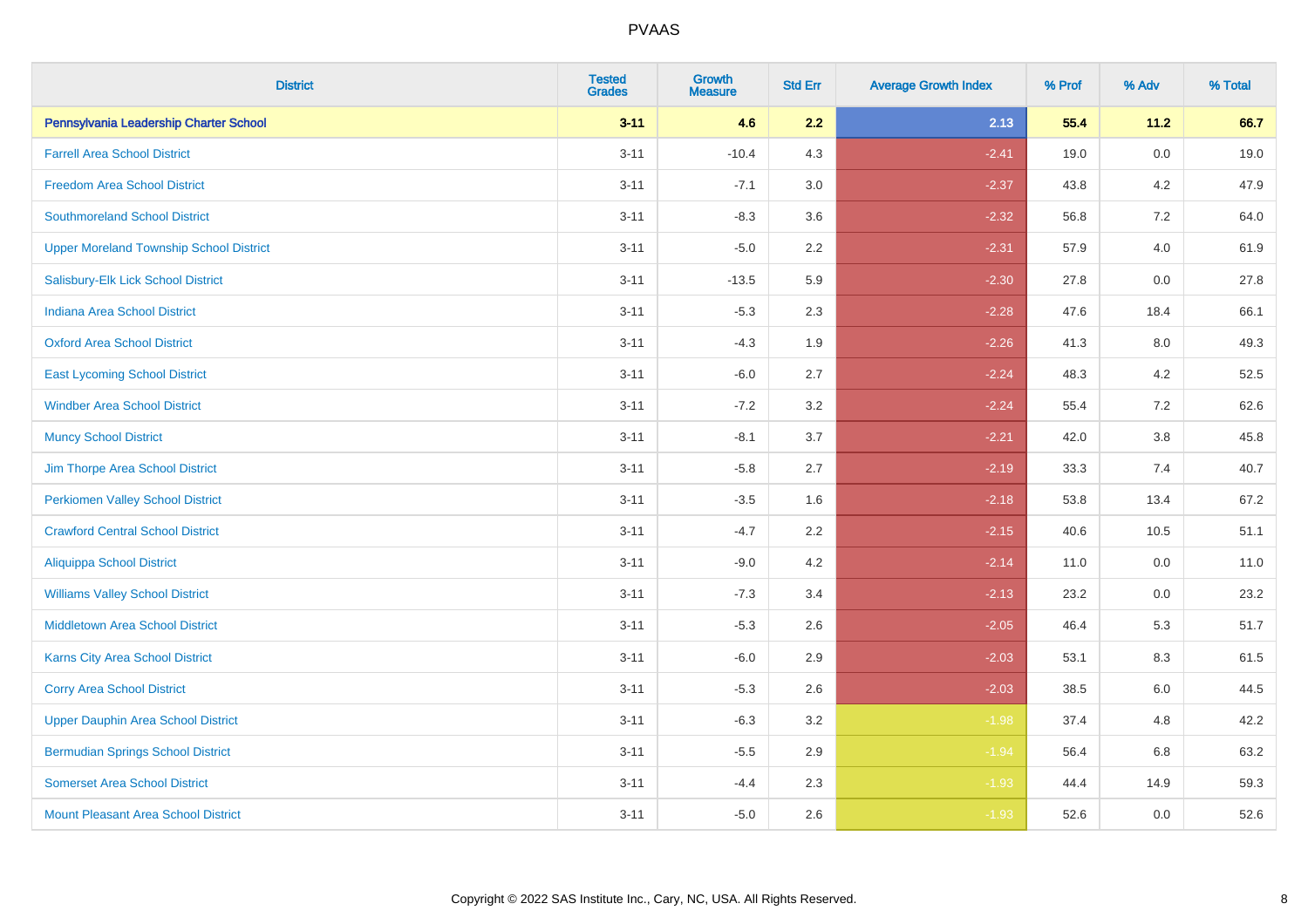# PVAAS

| District | Tested Grades | Growth Measure | Std Err | Average Growth Index | % Prof | % Adv | % Total |
|---|---|---|---|---|---|---|---|
| **Pennsylvania Leadership Charter School** | **3-11** | **4.6** | **2.2** | **2.13** | **55.4** | **11.2** | **66.7** |
| Farrell Area School District | 3-11 | -10.4 | 4.3 | -2.41 | 19.0 | 0.0 | 19.0 |
| Freedom Area School District | 3-11 | -7.1 | 3.0 | -2.37 | 43.8 | 4.2 | 47.9 |
| Southmoreland School District | 3-11 | -8.3 | 3.6 | -2.32 | 56.8 | 7.2 | 64.0 |
| Upper Moreland Township School District | 3-11 | -5.0 | 2.2 | -2.31 | 57.9 | 4.0 | 61.9 |
| Salisbury-Elk Lick School District | 3-11 | -13.5 | 5.9 | -2.30 | 27.8 | 0.0 | 27.8 |
| Indiana Area School District | 3-11 | -5.3 | 2.3 | -2.28 | 47.6 | 18.4 | 66.1 |
| Oxford Area School District | 3-11 | -4.3 | 1.9 | -2.26 | 41.3 | 8.0 | 49.3 |
| East Lycoming School District | 3-11 | -6.0 | 2.7 | -2.24 | 48.3 | 4.2 | 52.5 |
| Windber Area School District | 3-11 | -7.2 | 3.2 | -2.24 | 55.4 | 7.2 | 62.6 |
| Muncy School District | 3-11 | -8.1 | 3.7 | -2.21 | 42.0 | 3.8 | 45.8 |
| Jim Thorpe Area School District | 3-11 | -5.8 | 2.7 | -2.19 | 33.3 | 7.4 | 40.7 |
| Perkiomen Valley School District | 3-11 | -3.5 | 1.6 | -2.18 | 53.8 | 13.4 | 67.2 |
| Crawford Central School District | 3-11 | -4.7 | 2.2 | -2.15 | 40.6 | 10.5 | 51.1 |
| Aliquippa School District | 3-11 | -9.0 | 4.2 | -2.14 | 11.0 | 0.0 | 11.0 |
| Williams Valley School District | 3-11 | -7.3 | 3.4 | -2.13 | 23.2 | 0.0 | 23.2 |
| Middletown Area School District | 3-11 | -5.3 | 2.6 | -2.05 | 46.4 | 5.3 | 51.7 |
| Karns City Area School District | 3-11 | -6.0 | 2.9 | -2.03 | 53.1 | 8.3 | 61.5 |
| Corry Area School District | 3-11 | -5.3 | 2.6 | -2.03 | 38.5 | 6.0 | 44.5 |
| Upper Dauphin Area School District | 3-11 | -6.3 | 3.2 | -1.98 | 37.4 | 4.8 | 42.2 |
| Bermudian Springs School District | 3-11 | -5.5 | 2.9 | -1.94 | 56.4 | 6.8 | 63.2 |
| Somerset Area School District | 3-11 | -4.4 | 2.3 | -1.93 | 44.4 | 14.9 | 59.3 |
| Mount Pleasant Area School District | 3-11 | -5.0 | 2.6 | -1.93 | 52.6 | 0.0 | 52.6 |

Copyright © 2022 SAS Institute Inc., Cary, NC, USA. All Rights Reserved.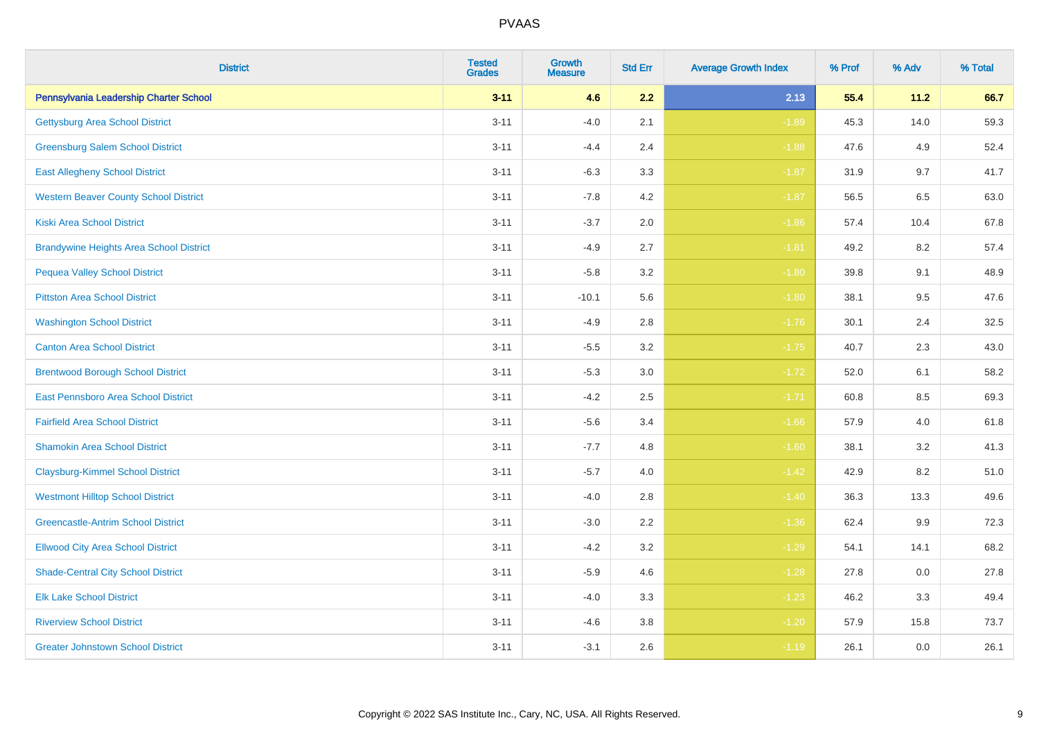# PVAAS

| District | Tested Grades | Growth Measure | Std Err | Average Growth Index | % Prof | % Adv | % Total |
|---|---|---|---|---|---|---|---|
| **Pennsylvania Leadership Charter School** | **3-11** | **4.6** | **2.2** | **2.13** | **55.4** | **11.2** | **66.7** |
| Gettysburg Area School District | 3-11 | -4.0 | 2.1 | -1.89 | 45.3 | 14.0 | 59.3 |
| Greensburg Salem School District | 3-11 | -4.4 | 2.4 | -1.88 | 47.6 | 4.9 | 52.4 |
| East Allegheny School District | 3-11 | -6.3 | 3.3 | -1.87 | 31.9 | 9.7 | 41.7 |
| Western Beaver County School District | 3-11 | -7.8 | 4.2 | -1.87 | 56.5 | 6.5 | 63.0 |
| Kiski Area School District | 3-11 | -3.7 | 2.0 | -1.86 | 57.4 | 10.4 | 67.8 |
| Brandywine Heights Area School District | 3-11 | -4.9 | 2.7 | -1.81 | 49.2 | 8.2 | 57.4 |
| Pequea Valley School District | 3-11 | -5.8 | 3.2 | -1.80 | 39.8 | 9.1 | 48.9 |
| Pittston Area School District | 3-11 | -10.1 | 5.6 | -1.80 | 38.1 | 9.5 | 47.6 |
| Washington School District | 3-11 | -4.9 | 2.8 | -1.76 | 30.1 | 2.4 | 32.5 |
| Canton Area School District | 3-11 | -5.5 | 3.2 | -1.75 | 40.7 | 2.3 | 43.0 |
| Brentwood Borough School District | 3-11 | -5.3 | 3.0 | -1.72 | 52.0 | 6.1 | 58.2 |
| East Pennsboro Area School District | 3-11 | -4.2 | 2.5 | -1.71 | 60.8 | 8.5 | 69.3 |
| Fairfield Area School District | 3-11 | -5.6 | 3.4 | -1.66 | 57.9 | 4.0 | 61.8 |
| Shamokin Area School District | 3-11 | -7.7 | 4.8 | -1.60 | 38.1 | 3.2 | 41.3 |
| Claysburg-Kimmel School District | 3-11 | -5.7 | 4.0 | -1.42 | 42.9 | 8.2 | 51.0 |
| Westmont Hilltop School District | 3-11 | -4.0 | 2.8 | -1.40 | 36.3 | 13.3 | 49.6 |
| Greencastle-Antrim School District | 3-11 | -3.0 | 2.2 | -1.36 | 62.4 | 9.9 | 72.3 |
| Ellwood City Area School District | 3-11 | -4.2 | 3.2 | -1.29 | 54.1 | 14.1 | 68.2 |
| Shade-Central City School District | 3-11 | -5.9 | 4.6 | -1.28 | 27.8 | 0.0 | 27.8 |
| Elk Lake School District | 3-11 | -4.0 | 3.3 | -1.23 | 46.2 | 3.3 | 49.4 |
| Riverview School District | 3-11 | -4.6 | 3.8 | -1.20 | 57.9 | 15.8 | 73.7 |
| Greater Johnstown School District | 3-11 | -3.1 | 2.6 | -1.19 | 26.1 | 0.0 | 26.1 |

Copyright © 2022 SAS Institute Inc., Cary, NC, USA. All Rights Reserved.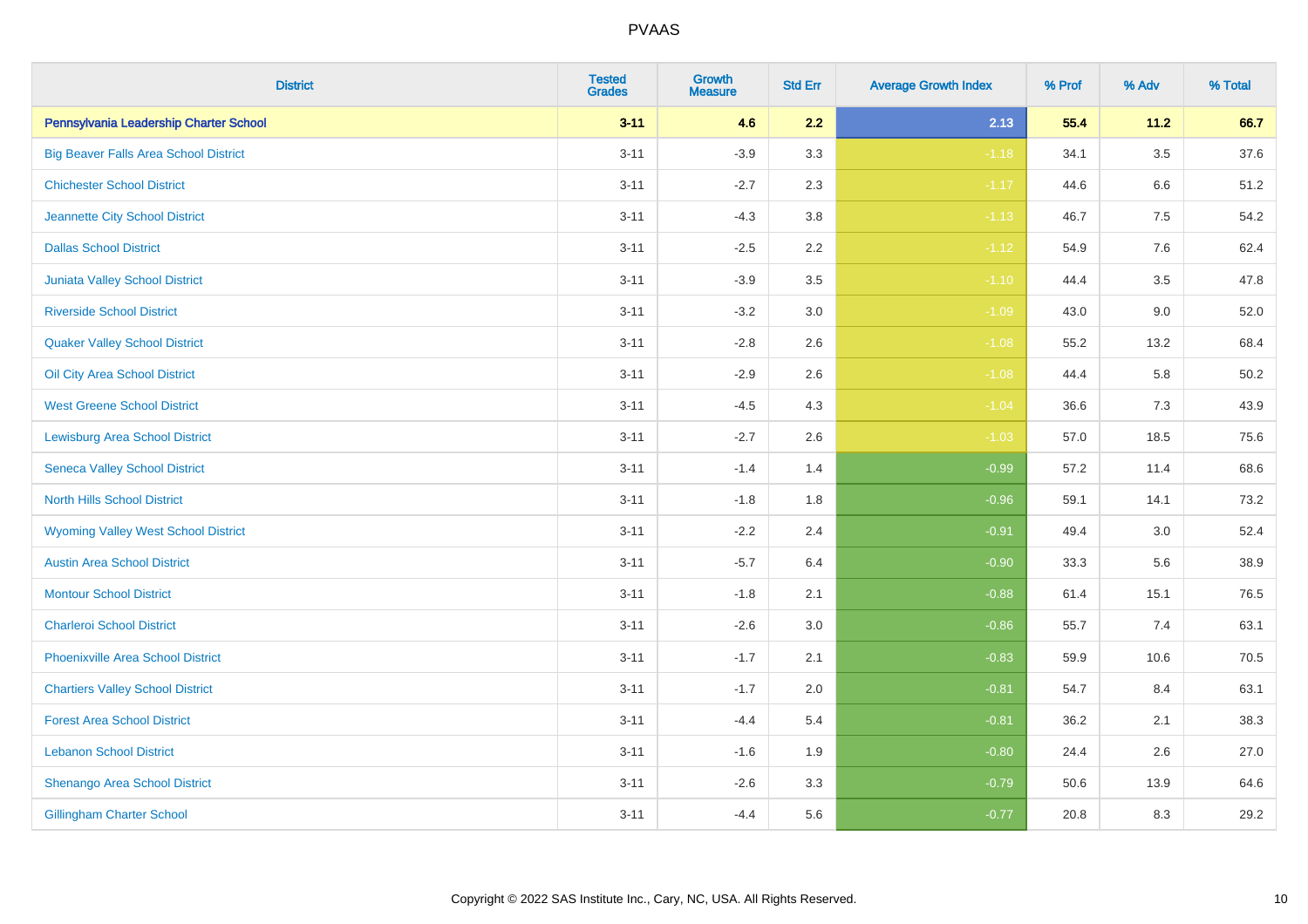| District | Tested Grades | Growth Measure | Std Err | Average Growth Index | % Prof | % Adv | % Total |
|---|---|---|---|---|---|---|---|
| **Pennsylvania Leadership Charter School** | **3-11** | **4.6** | **2.2** | **2.13** | **55.4** | **11.2** | **66.7** |
| Big Beaver Falls Area School District | 3-11 | -3.9 | 3.3 | -1.18 | 34.1 | 3.5 | 37.6 |
| Chichester School District | 3-11 | -2.7 | 2.3 | -1.17 | 44.6 | 6.6 | 51.2 |
| Jeannette City School District | 3-11 | -4.3 | 3.8 | -1.13 | 46.7 | 7.5 | 54.2 |
| Dallas School District | 3-11 | -2.5 | 2.2 | -1.12 | 54.9 | 7.6 | 62.4 |
| Juniata Valley School District | 3-11 | -3.9 | 3.5 | -1.10 | 44.4 | 3.5 | 47.8 |
| Riverside School District | 3-11 | -3.2 | 3.0 | -1.09 | 43.0 | 9.0 | 52.0 |
| Quaker Valley School District | 3-11 | -2.8 | 2.6 | -1.08 | 55.2 | 13.2 | 68.4 |
| Oil City Area School District | 3-11 | -2.9 | 2.6 | -1.08 | 44.4 | 5.8 | 50.2 |
| West Greene School District | 3-11 | -4.5 | 4.3 | -1.04 | 36.6 | 7.3 | 43.9 |
| Lewisburg Area School District | 3-11 | -2.7 | 2.6 | -1.03 | 57.0 | 18.5 | 75.6 |
| Seneca Valley School District | 3-11 | -1.4 | 1.4 | -0.99 | 57.2 | 11.4 | 68.6 |
| North Hills School District | 3-11 | -1.8 | 1.8 | -0.96 | 59.1 | 14.1 | 73.2 |
| Wyoming Valley West School District | 3-11 | -2.2 | 2.4 | -0.91 | 49.4 | 3.0 | 52.4 |
| Austin Area School District | 3-11 | -5.7 | 6.4 | -0.90 | 33.3 | 5.6 | 38.9 |
| Montour School District | 3-11 | -1.8 | 2.1 | -0.88 | 61.4 | 15.1 | 76.5 |
| Charleroi School District | 3-11 | -2.6 | 3.0 | -0.86 | 55.7 | 7.4 | 63.1 |
| Phoenixville Area School District | 3-11 | -1.7 | 2.1 | -0.83 | 59.9 | 10.6 | 70.5 |
| Chartiers Valley School District | 3-11 | -1.7 | 2.0 | -0.81 | 54.7 | 8.4 | 63.1 |
| Forest Area School District | 3-11 | -4.4 | 5.4 | -0.81 | 36.2 | 2.1 | 38.3 |
| Lebanon School District | 3-11 | -1.6 | 1.9 | -0.80 | 24.4 | 2.6 | 27.0 |
| Shenango Area School District | 3-11 | -2.6 | 3.3 | -0.79 | 50.6 | 13.9 | 64.6 |
| Gillingham Charter School | 3-11 | -4.4 | 5.6 | -0.77 | 20.8 | 8.3 | 29.2 |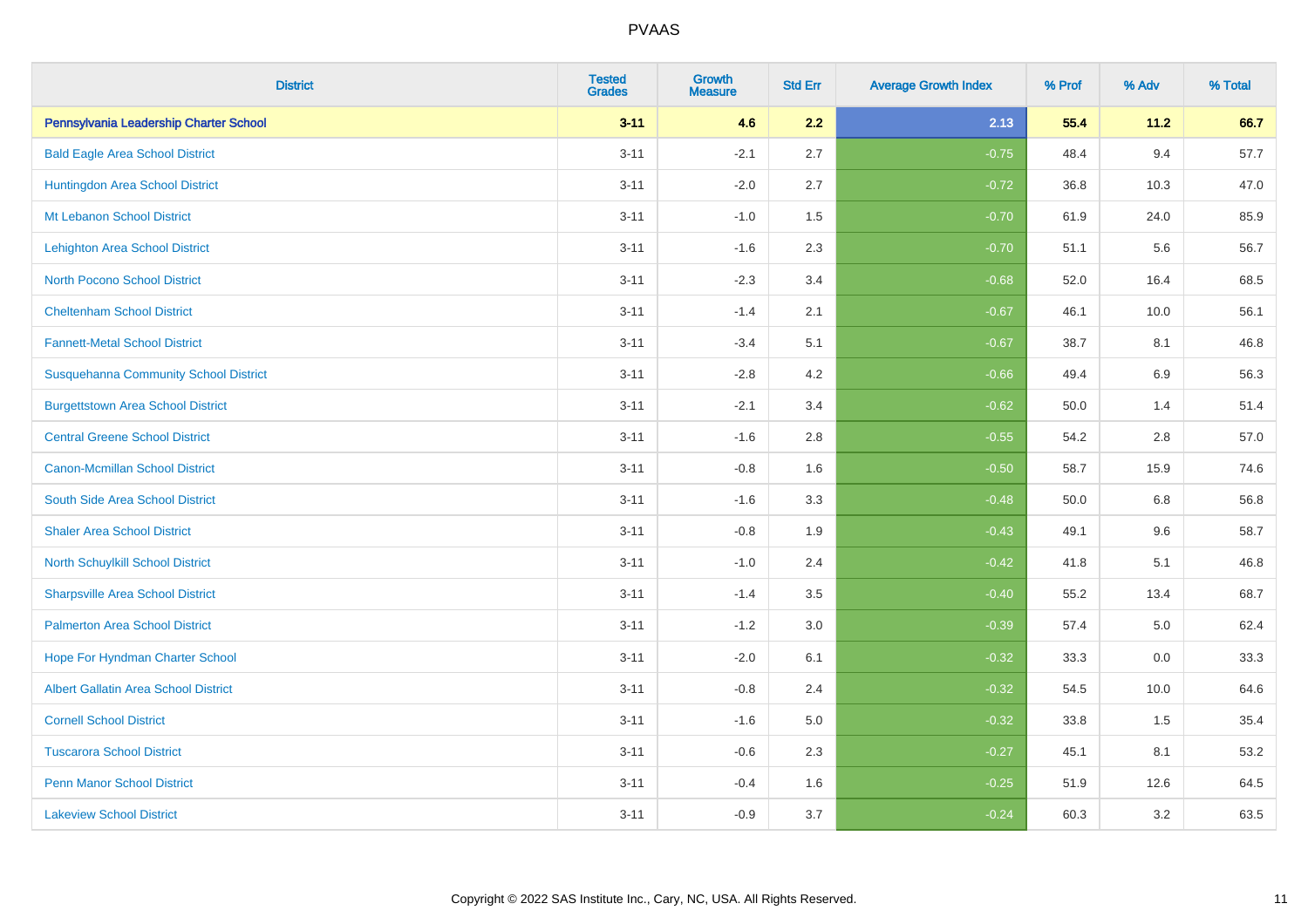| District | Tested Grades | Growth Measure | Std Err | Average Growth Index | % Prof | % Adv | % Total |
|---|---|---|---|---|---|---|---|
| **Pennsylvania Leadership Charter School** | **3-11** | **4.6** | **2.2** | **2.13** | **55.4** | **11.2** | **66.7** |
| Bald Eagle Area School District | 3-11 | -2.1 | 2.7 | -0.75 | 48.4 | 9.4 | 57.7 |
| Huntingdon Area School District | 3-11 | -2.0 | 2.7 | -0.72 | 36.8 | 10.3 | 47.0 |
| Mt Lebanon School District | 3-11 | -1.0 | 1.5 | -0.70 | 61.9 | 24.0 | 85.9 |
| Lehighton Area School District | 3-11 | -1.6 | 2.3 | -0.70 | 51.1 | 5.6 | 56.7 |
| North Pocono School District | 3-11 | -2.3 | 3.4 | -0.68 | 52.0 | 16.4 | 68.5 |
| Cheltenham School District | 3-11 | -1.4 | 2.1 | -0.67 | 46.1 | 10.0 | 56.1 |
| Fannett-Metal School District | 3-11 | -3.4 | 5.1 | -0.67 | 38.7 | 8.1 | 46.8 |
| Susquehanna Community School District | 3-11 | -2.8 | 4.2 | -0.66 | 49.4 | 6.9 | 56.3 |
| Burgettstown Area School District | 3-11 | -2.1 | 3.4 | -0.62 | 50.0 | 1.4 | 51.4 |
| Central Greene School District | 3-11 | -1.6 | 2.8 | -0.55 | 54.2 | 2.8 | 57.0 |
| Canon-Mcmillan School District | 3-11 | -0.8 | 1.6 | -0.50 | 58.7 | 15.9 | 74.6 |
| South Side Area School District | 3-11 | -1.6 | 3.3 | -0.48 | 50.0 | 6.8 | 56.8 |
| Shaler Area School District | 3-11 | -0.8 | 1.9 | -0.43 | 49.1 | 9.6 | 58.7 |
| North Schuylkill School District | 3-11 | -1.0 | 2.4 | -0.42 | 41.8 | 5.1 | 46.8 |
| Sharpsville Area School District | 3-11 | -1.4 | 3.5 | -0.40 | 55.2 | 13.4 | 68.7 |
| Palmerton Area School District | 3-11 | -1.2 | 3.0 | -0.39 | 57.4 | 5.0 | 62.4 |
| Hope For Hyndman Charter School | 3-11 | -2.0 | 6.1 | -0.32 | 33.3 | 0.0 | 33.3 |
| Albert Gallatin Area School District | 3-11 | -0.8 | 2.4 | -0.32 | 54.5 | 10.0 | 64.6 |
| Cornell School District | 3-11 | -1.6 | 5.0 | -0.32 | 33.8 | 1.5 | 35.4 |
| Tuscarora School District | 3-11 | -0.6 | 2.3 | -0.27 | 45.1 | 8.1 | 53.2 |
| Penn Manor School District | 3-11 | -0.4 | 1.6 | -0.25 | 51.9 | 12.6 | 64.5 |
| Lakeview School District | 3-11 | -0.9 | 3.7 | -0.24 | 60.3 | 3.2 | 63.5 |

Copyright © 2022 SAS Institute Inc., Cary, NC, USA. All Rights Reserved.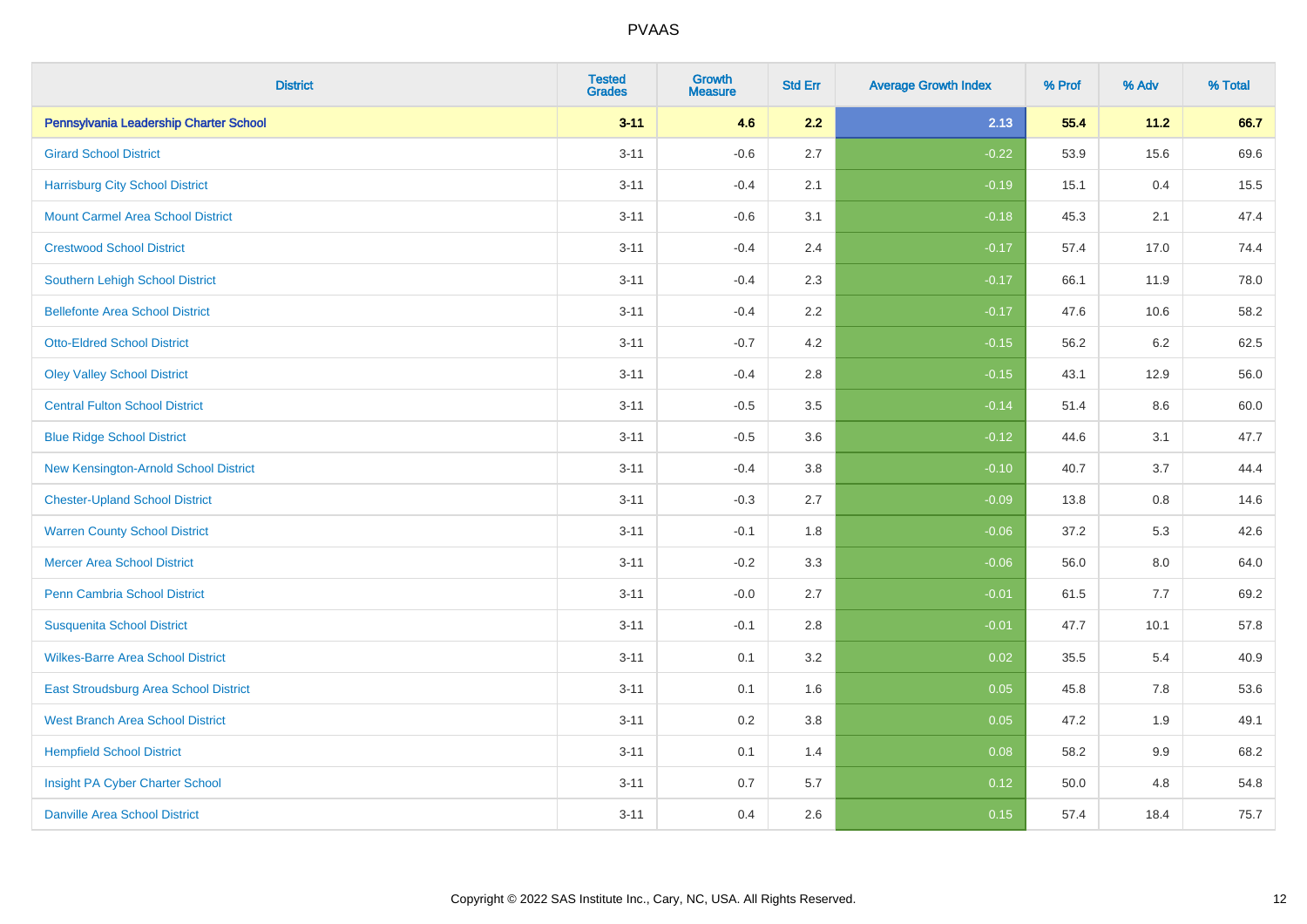| District | Tested Grades | Growth Measure | Std Err | Average Growth Index | % Prof | % Adv | % Total |
|---|---|---|---|---|---|---|---|
| **Pennsylvania Leadership Charter School** | **3-11** | **4.6** | **2.2** | **2.13** | **55.4** | **11.2** | **66.7** |
| Girard School District | 3-11 | -0.6 | 2.7 | -0.22 | 53.9 | 15.6 | 69.6 |
| Harrisburg City School District | 3-11 | -0.4 | 2.1 | -0.19 | 15.1 | 0.4 | 15.5 |
| Mount Carmel Area School District | 3-11 | -0.6 | 3.1 | -0.18 | 45.3 | 2.1 | 47.4 |
| Crestwood School District | 3-11 | -0.4 | 2.4 | -0.17 | 57.4 | 17.0 | 74.4 |
| Southern Lehigh School District | 3-11 | -0.4 | 2.3 | -0.17 | 66.1 | 11.9 | 78.0 |
| Bellefonte Area School District | 3-11 | -0.4 | 2.2 | -0.17 | 47.6 | 10.6 | 58.2 |
| Otto-Eldred School District | 3-11 | -0.7 | 4.2 | -0.15 | 56.2 | 6.2 | 62.5 |
| Oley Valley School District | 3-11 | -0.4 | 2.8 | -0.15 | 43.1 | 12.9 | 56.0 |
| Central Fulton School District | 3-11 | -0.5 | 3.5 | -0.14 | 51.4 | 8.6 | 60.0 |
| Blue Ridge School District | 3-11 | -0.5 | 3.6 | -0.12 | 44.6 | 3.1 | 47.7 |
| New Kensington-Arnold School District | 3-11 | -0.4 | 3.8 | -0.10 | 40.7 | 3.7 | 44.4 |
| Chester-Upland School District | 3-11 | -0.3 | 2.7 | -0.09 | 13.8 | 0.8 | 14.6 |
| Warren County School District | 3-11 | -0.1 | 1.8 | -0.06 | 37.2 | 5.3 | 42.6 |
| Mercer Area School District | 3-11 | -0.2 | 3.3 | -0.06 | 56.0 | 8.0 | 64.0 |
| Penn Cambria School District | 3-11 | -0.0 | 2.7 | -0.01 | 61.5 | 7.7 | 69.2 |
| Susquenita School District | 3-11 | -0.1 | 2.8 | -0.01 | 47.7 | 10.1 | 57.8 |
| Wilkes-Barre Area School District | 3-11 | 0.1 | 3.2 | 0.02 | 35.5 | 5.4 | 40.9 |
| East Stroudsburg Area School District | 3-11 | 0.1 | 1.6 | 0.05 | 45.8 | 7.8 | 53.6 |
| West Branch Area School District | 3-11 | 0.2 | 3.8 | 0.05 | 47.2 | 1.9 | 49.1 |
| Hempfield School District | 3-11 | 0.1 | 1.4 | 0.08 | 58.2 | 9.9 | 68.2 |
| Insight PA Cyber Charter School | 3-11 | 0.7 | 5.7 | 0.12 | 50.0 | 4.8 | 54.8 |
| Danville Area School District | 3-11 | 0.4 | 2.6 | 0.15 | 57.4 | 18.4 | 75.7 |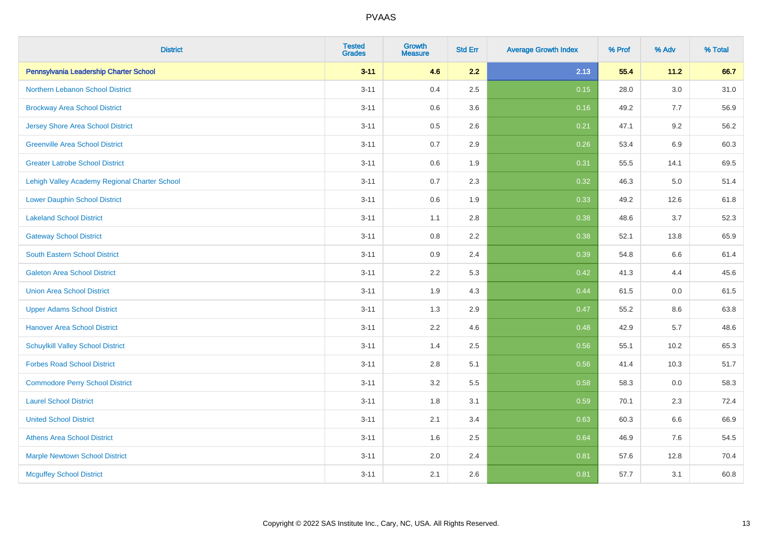| District | Tested Grades | Growth Measure | Std Err | Average Growth Index | % Prof | % Adv | % Total |
|---|---|---|---|---|---|---|---|
| **Pennsylvania Leadership Charter School** | **3-11** | **4.6** | **2.2** | **2.13** | **55.4** | **11.2** | **66.7** |
| Northern Lebanon School District | 3-11 | 0.4 | 2.5 | 0.15 | 28.0 | 3.0 | 31.0 |
| Brockway Area School District | 3-11 | 0.6 | 3.6 | 0.16 | 49.2 | 7.7 | 56.9 |
| Jersey Shore Area School District | 3-11 | 0.5 | 2.6 | 0.21 | 47.1 | 9.2 | 56.2 |
| Greenville Area School District | 3-11 | 0.7 | 2.9 | 0.26 | 53.4 | 6.9 | 60.3 |
| Greater Latrobe School District | 3-11 | 0.6 | 1.9 | 0.31 | 55.5 | 14.1 | 69.5 |
| Lehigh Valley Academy Regional Charter School | 3-11 | 0.7 | 2.3 | 0.32 | 46.3 | 5.0 | 51.4 |
| Lower Dauphin School District | 3-11 | 0.6 | 1.9 | 0.33 | 49.2 | 12.6 | 61.8 |
| Lakeland School District | 3-11 | 1.1 | 2.8 | 0.38 | 48.6 | 3.7 | 52.3 |
| Gateway School District | 3-11 | 0.8 | 2.2 | 0.38 | 52.1 | 13.8 | 65.9 |
| South Eastern School District | 3-11 | 0.9 | 2.4 | 0.39 | 54.8 | 6.6 | 61.4 |
| Galeton Area School District | 3-11 | 2.2 | 5.3 | 0.42 | 41.3 | 4.4 | 45.6 |
| Union Area School District | 3-11 | 1.9 | 4.3 | 0.44 | 61.5 | 0.0 | 61.5 |
| Upper Adams School District | 3-11 | 1.3 | 2.9 | 0.47 | 55.2 | 8.6 | 63.8 |
| Hanover Area School District | 3-11 | 2.2 | 4.6 | 0.48 | 42.9 | 5.7 | 48.6 |
| Schuylkill Valley School District | 3-11 | 1.4 | 2.5 | 0.56 | 55.1 | 10.2 | 65.3 |
| Forbes Road School District | 3-11 | 2.8 | 5.1 | 0.56 | 41.4 | 10.3 | 51.7 |
| Commodore Perry School District | 3-11 | 3.2 | 5.5 | 0.58 | 58.3 | 0.0 | 58.3 |
| Laurel School District | 3-11 | 1.8 | 3.1 | 0.59 | 70.1 | 2.3 | 72.4 |
| United School District | 3-11 | 2.1 | 3.4 | 0.63 | 60.3 | 6.6 | 66.9 |
| Athens Area School District | 3-11 | 1.6 | 2.5 | 0.64 | 46.9 | 7.6 | 54.5 |
| Marple Newtown School District | 3-11 | 2.0 | 2.4 | 0.81 | 57.6 | 12.8 | 70.4 |
| Mcguffey School District | 3-11 | 2.1 | 2.6 | 0.81 | 57.7 | 3.1 | 60.8 |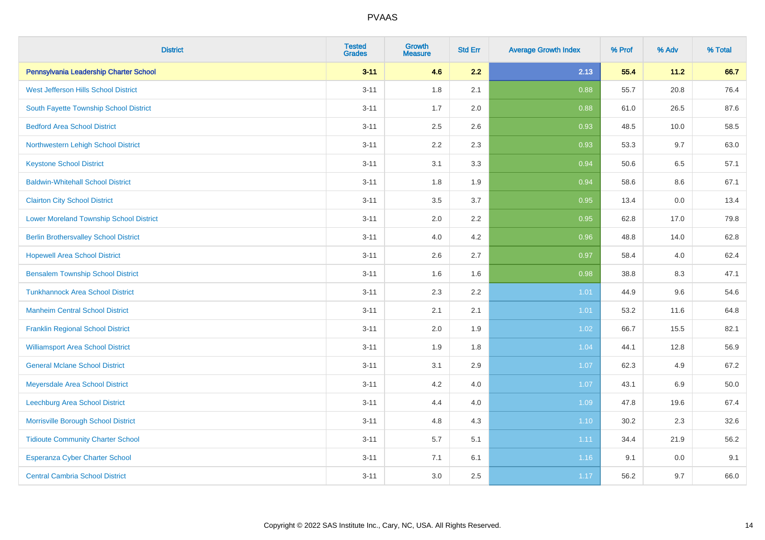# PVAAS

| District | Tested Grades | Growth Measure | Std Err | Average Growth Index | % Prof | % Adv | % Total |
|---|---|---|---|---|---|---|---|
| **Pennsylvania Leadership Charter School** | **3-11** | **4.6** | **2.2** | **2.13** | **55.4** | **11.2** | **66.7** |
| West Jefferson Hills School District | 3-11 | 1.8 | 2.1 | 0.88 | 55.7 | 20.8 | 76.4 |
| South Fayette Township School District | 3-11 | 1.7 | 2.0 | 0.88 | 61.0 | 26.5 | 87.6 |
| Bedford Area School District | 3-11 | 2.5 | 2.6 | 0.93 | 48.5 | 10.0 | 58.5 |
| Northwestern Lehigh School District | 3-11 | 2.2 | 2.3 | 0.93 | 53.3 | 9.7 | 63.0 |
| Keystone School District | 3-11 | 3.1 | 3.3 | 0.94 | 50.6 | 6.5 | 57.1 |
| Baldwin-Whitehall School District | 3-11 | 1.8 | 1.9 | 0.94 | 58.6 | 8.6 | 67.1 |
| Clairton City School District | 3-11 | 3.5 | 3.7 | 0.95 | 13.4 | 0.0 | 13.4 |
| Lower Moreland Township School District | 3-11 | 2.0 | 2.2 | 0.95 | 62.8 | 17.0 | 79.8 |
| Berlin Brothersvalley School District | 3-11 | 4.0 | 4.2 | 0.96 | 48.8 | 14.0 | 62.8 |
| Hopewell Area School District | 3-11 | 2.6 | 2.7 | 0.97 | 58.4 | 4.0 | 62.4 |
| Bensalem Township School District | 3-11 | 1.6 | 1.6 | 0.98 | 38.8 | 8.3 | 47.1 |
| Tunkhannock Area School District | 3-11 | 2.3 | 2.2 | 1.01 | 44.9 | 9.6 | 54.6 |
| Manheim Central School District | 3-11 | 2.1 | 2.1 | 1.01 | 53.2 | 11.6 | 64.8 |
| Franklin Regional School District | 3-11 | 2.0 | 1.9 | 1.02 | 66.7 | 15.5 | 82.1 |
| Williamsport Area School District | 3-11 | 1.9 | 1.8 | 1.04 | 44.1 | 12.8 | 56.9 |
| General Mclane School District | 3-11 | 3.1 | 2.9 | 1.07 | 62.3 | 4.9 | 67.2 |
| Meyersdale Area School District | 3-11 | 4.2 | 4.0 | 1.07 | 43.1 | 6.9 | 50.0 |
| Leechburg Area School District | 3-11 | 4.4 | 4.0 | 1.09 | 47.8 | 19.6 | 67.4 |
| Morrisville Borough School District | 3-11 | 4.8 | 4.3 | 1.10 | 30.2 | 2.3 | 32.6 |
| Tidioute Community Charter School | 3-11 | 5.7 | 5.1 | 1.11 | 34.4 | 21.9 | 56.2 |
| Esperanza Cyber Charter School | 3-11 | 7.1 | 6.1 | 1.16 | 9.1 | 0.0 | 9.1 |
| Central Cambria School District | 3-11 | 3.0 | 2.5 | 1.17 | 56.2 | 9.7 | 66.0 |

Copyright © 2022 SAS Institute Inc., Cary, NC, USA. All Rights Reserved.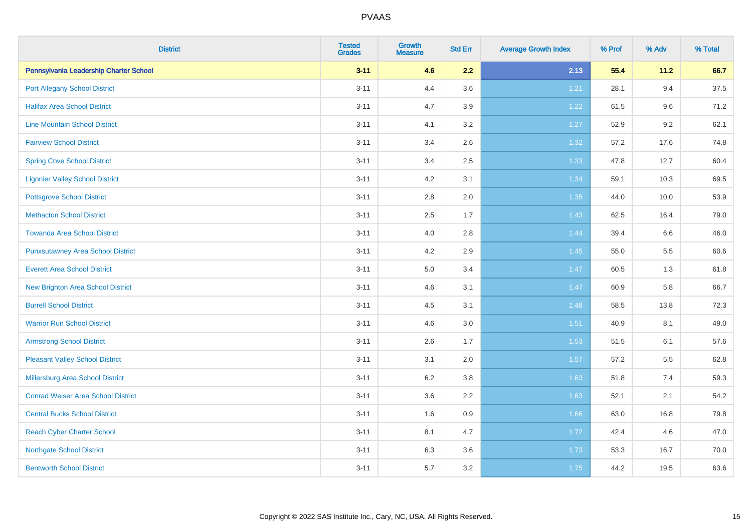# PVAAS

| District | Tested Grades | Growth Measure | Std Err | Average Growth Index | % Prof | % Adv | % Total |
|---|---|---|---|---|---|---|---|
| **Pennsylvania Leadership Charter School** | **3-11** | **4.6** | **2.2** | **2.13** | **55.4** | **11.2** | **66.7** |
| Port Allegany School District | 3-11 | 4.4 | 3.6 | 1.21 | 28.1 | 9.4 | 37.5 |
| Halifax Area School District | 3-11 | 4.7 | 3.9 | 1.22 | 61.5 | 9.6 | 71.2 |
| Line Mountain School District | 3-11 | 4.1 | 3.2 | 1.27 | 52.9 | 9.2 | 62.1 |
| Fairview School District | 3-11 | 3.4 | 2.6 | 1.32 | 57.2 | 17.6 | 74.8 |
| Spring Cove School District | 3-11 | 3.4 | 2.5 | 1.33 | 47.8 | 12.7 | 60.4 |
| Ligonier Valley School District | 3-11 | 4.2 | 3.1 | 1.34 | 59.1 | 10.3 | 69.5 |
| Pottsgrove School District | 3-11 | 2.8 | 2.0 | 1.35 | 44.0 | 10.0 | 53.9 |
| Methacton School District | 3-11 | 2.5 | 1.7 | 1.43 | 62.5 | 16.4 | 79.0 |
| Towanda Area School District | 3-11 | 4.0 | 2.8 | 1.44 | 39.4 | 6.6 | 46.0 |
| Punxsutawney Area School District | 3-11 | 4.2 | 2.9 | 1.45 | 55.0 | 5.5 | 60.6 |
| Everett Area School District | 3-11 | 5.0 | 3.4 | 1.47 | 60.5 | 1.3 | 61.8 |
| New Brighton Area School District | 3-11 | 4.6 | 3.1 | 1.47 | 60.9 | 5.8 | 66.7 |
| Burrell School District | 3-11 | 4.5 | 3.1 | 1.48 | 58.5 | 13.8 | 72.3 |
| Warrior Run School District | 3-11 | 4.6 | 3.0 | 1.51 | 40.9 | 8.1 | 49.0 |
| Armstrong School District | 3-11 | 2.6 | 1.7 | 1.53 | 51.5 | 6.1 | 57.6 |
| Pleasant Valley School District | 3-11 | 3.1 | 2.0 | 1.57 | 57.2 | 5.5 | 62.8 |
| Millersburg Area School District | 3-11 | 6.2 | 3.8 | 1.63 | 51.8 | 7.4 | 59.3 |
| Conrad Weiser Area School District | 3-11 | 3.6 | 2.2 | 1.63 | 52.1 | 2.1 | 54.2 |
| Central Bucks School District | 3-11 | 1.6 | 0.9 | 1.66 | 63.0 | 16.8 | 79.8 |
| Reach Cyber Charter School | 3-11 | 8.1 | 4.7 | 1.72 | 42.4 | 4.6 | 47.0 |
| Northgate School District | 3-11 | 6.3 | 3.6 | 1.73 | 53.3 | 16.7 | 70.0 |
| Bentworth School District | 3-11 | 5.7 | 3.2 | 1.75 | 44.2 | 19.5 | 63.6 |

Copyright © 2022 SAS Institute Inc., Cary, NC, USA. All Rights Reserved.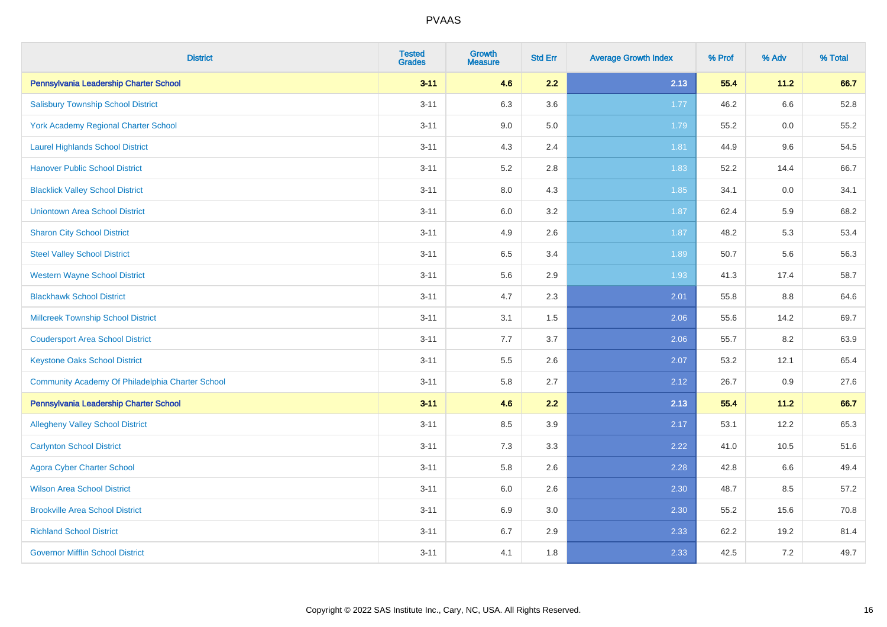# PVAAS

| District | Tested Grades | Growth Measure | Std Err | Average Growth Index | % Prof | % Adv | % Total |
|---|---|---|---|---|---|---|---|
| **Pennsylvania Leadership Charter School** | **3-11** | **4.6** | **2.2** | **2.13** | **55.4** | **11.2** | **66.7** |
| Salisbury Township School District | 3-11 | 6.3 | 3.6 | 1.77 | 46.2 | 6.6 | 52.8 |
| York Academy Regional Charter School | 3-11 | 9.0 | 5.0 | 1.79 | 55.2 | 0.0 | 55.2 |
| Laurel Highlands School District | 3-11 | 4.3 | 2.4 | 1.81 | 44.9 | 9.6 | 54.5 |
| Hanover Public School District | 3-11 | 5.2 | 2.8 | 1.83 | 52.2 | 14.4 | 66.7 |
| Blacklick Valley School District | 3-11 | 8.0 | 4.3 | 1.85 | 34.1 | 0.0 | 34.1 |
| Uniontown Area School District | 3-11 | 6.0 | 3.2 | 1.87 | 62.4 | 5.9 | 68.2 |
| Sharon City School District | 3-11 | 4.9 | 2.6 | 1.87 | 48.2 | 5.3 | 53.4 |
| Steel Valley School District | 3-11 | 6.5 | 3.4 | 1.89 | 50.7 | 5.6 | 56.3 |
| Western Wayne School District | 3-11 | 5.6 | 2.9 | 1.93 | 41.3 | 17.4 | 58.7 |
| Blackhawk School District | 3-11 | 4.7 | 2.3 | 2.01 | 55.8 | 8.8 | 64.6 |
| Millcreek Township School District | 3-11 | 3.1 | 1.5 | 2.06 | 55.6 | 14.2 | 69.7 |
| Coudersport Area School District | 3-11 | 7.7 | 3.7 | 2.06 | 55.7 | 8.2 | 63.9 |
| Keystone Oaks School District | 3-11 | 5.5 | 2.6 | 2.07 | 53.2 | 12.1 | 65.4 |
| Community Academy Of Philadelphia Charter School | 3-11 | 5.8 | 2.7 | 2.12 | 26.7 | 0.9 | 27.6 |
| **Pennsylvania Leadership Charter School** | **3-11** | **4.6** | **2.2** | **2.13** | **55.4** | **11.2** | **66.7** |
| Allegheny Valley School District | 3-11 | 8.5 | 3.9 | 2.17 | 53.1 | 12.2 | 65.3 |
| Carlynton School District | 3-11 | 7.3 | 3.3 | 2.22 | 41.0 | 10.5 | 51.6 |
| Agora Cyber Charter School | 3-11 | 5.8 | 2.6 | 2.28 | 42.8 | 6.6 | 49.4 |
| Wilson Area School District | 3-11 | 6.0 | 2.6 | 2.30 | 48.7 | 8.5 | 57.2 |
| Brookville Area School District | 3-11 | 6.9 | 3.0 | 2.30 | 55.2 | 15.6 | 70.8 |
| Richland School District | 3-11 | 6.7 | 2.9 | 2.33 | 62.2 | 19.2 | 81.4 |
| Governor Mifflin School District | 3-11 | 4.1 | 1.8 | 2.33 | 42.5 | 7.2 | 49.7 |

Copyright © 2022 SAS Institute Inc., Cary, NC, USA. All Rights Reserved.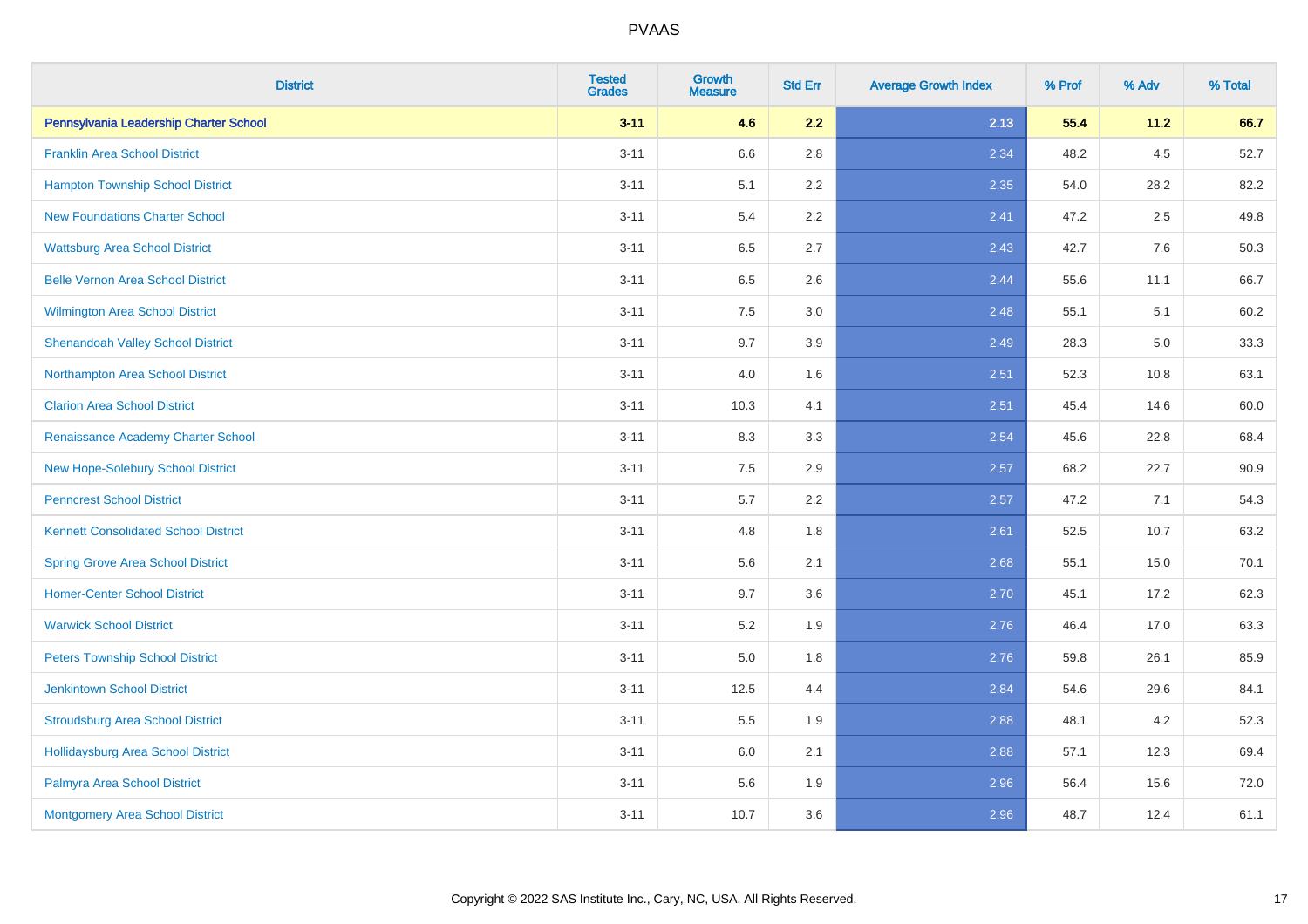# PVAAS

| District | Tested Grades | Growth Measure | Std Err | Average Growth Index | % Prof | % Adv | % Total |
|---|---|---|---|---|---|---|---|
| **Pennsylvania Leadership Charter School** | **3-11** | **4.6** | **2.2** | **2.13** | **55.4** | **11.2** | **66.7** |
| Franklin Area School District | 3-11 | 6.6 | 2.8 | 2.34 | 48.2 | 4.5 | 52.7 |
| Hampton Township School District | 3-11 | 5.1 | 2.2 | 2.35 | 54.0 | 28.2 | 82.2 |
| New Foundations Charter School | 3-11 | 5.4 | 2.2 | 2.41 | 47.2 | 2.5 | 49.8 |
| Wattsburg Area School District | 3-11 | 6.5 | 2.7 | 2.43 | 42.7 | 7.6 | 50.3 |
| Belle Vernon Area School District | 3-11 | 6.5 | 2.6 | 2.44 | 55.6 | 11.1 | 66.7 |
| Wilmington Area School District | 3-11 | 7.5 | 3.0 | 2.48 | 55.1 | 5.1 | 60.2 |
| Shenandoah Valley School District | 3-11 | 9.7 | 3.9 | 2.49 | 28.3 | 5.0 | 33.3 |
| Northampton Area School District | 3-11 | 4.0 | 1.6 | 2.51 | 52.3 | 10.8 | 63.1 |
| Clarion Area School District | 3-11 | 10.3 | 4.1 | 2.51 | 45.4 | 14.6 | 60.0 |
| Renaissance Academy Charter School | 3-11 | 8.3 | 3.3 | 2.54 | 45.6 | 22.8 | 68.4 |
| New Hope-Solebury School District | 3-11 | 7.5 | 2.9 | 2.57 | 68.2 | 22.7 | 90.9 |
| Penncrest School District | 3-11 | 5.7 | 2.2 | 2.57 | 47.2 | 7.1 | 54.3 |
| Kennett Consolidated School District | 3-11 | 4.8 | 1.8 | 2.61 | 52.5 | 10.7 | 63.2 |
| Spring Grove Area School District | 3-11 | 5.6 | 2.1 | 2.68 | 55.1 | 15.0 | 70.1 |
| Homer-Center School District | 3-11 | 9.7 | 3.6 | 2.70 | 45.1 | 17.2 | 62.3 |
| Warwick School District | 3-11 | 5.2 | 1.9 | 2.76 | 46.4 | 17.0 | 63.3 |
| Peters Township School District | 3-11 | 5.0 | 1.8 | 2.76 | 59.8 | 26.1 | 85.9 |
| Jenkintown School District | 3-11 | 12.5 | 4.4 | 2.84 | 54.6 | 29.6 | 84.1 |
| Stroudsburg Area School District | 3-11 | 5.5 | 1.9 | 2.88 | 48.1 | 4.2 | 52.3 |
| Hollidaysburg Area School District | 3-11 | 6.0 | 2.1 | 2.88 | 57.1 | 12.3 | 69.4 |
| Palmyra Area School District | 3-11 | 5.6 | 1.9 | 2.96 | 56.4 | 15.6 | 72.0 |
| Montgomery Area School District | 3-11 | 10.7 | 3.6 | 2.96 | 48.7 | 12.4 | 61.1 |

Copyright © 2022 SAS Institute Inc., Cary, NC, USA. All Rights Reserved.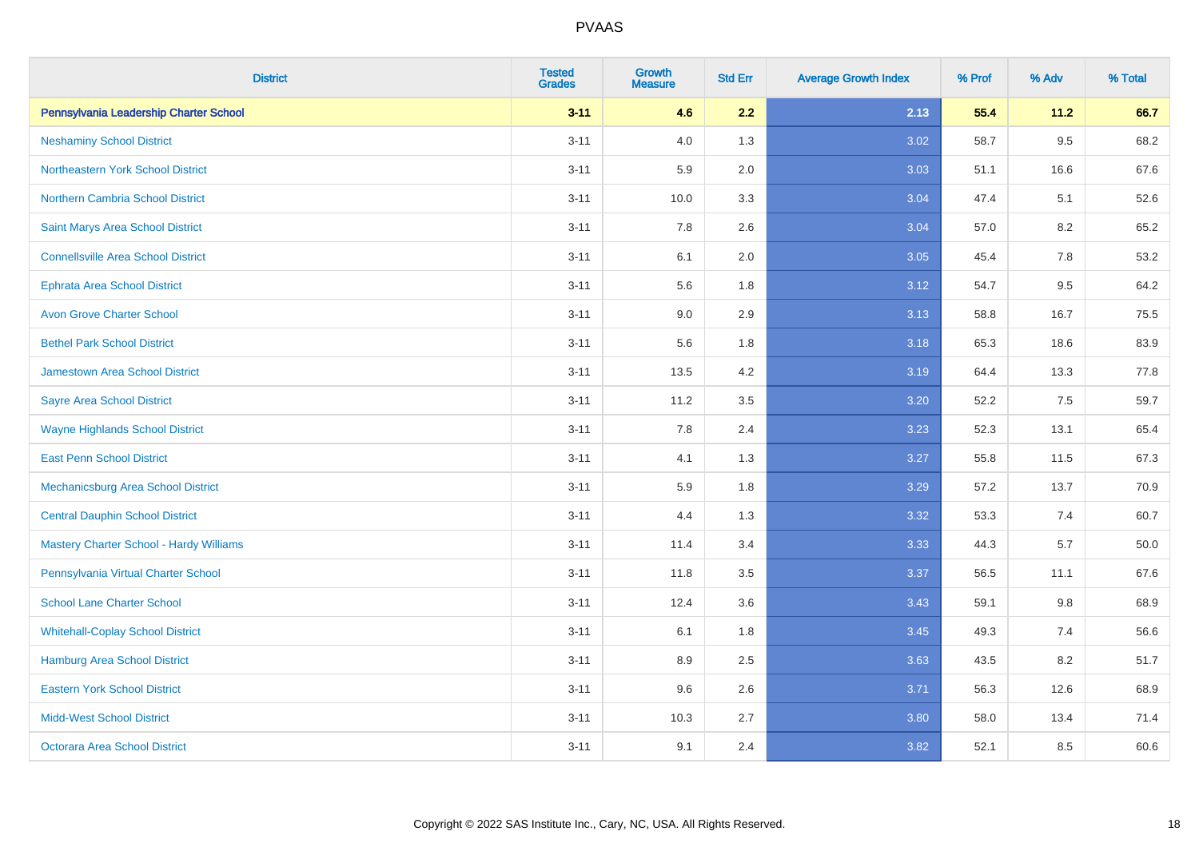# PVAAS

| District | Tested Grades | Growth Measure | Std Err | Average Growth Index | % Prof | % Adv | % Total |
|---|---|---|---|---|---|---|---|
| **Pennsylvania Leadership Charter School** | **3-11** | **4.6** | **2.2** | **2.13** | **55.4** | **11.2** | **66.7** |
| Neshaminy School District | 3-11 | 4.0 | 1.3 | 3.02 | 58.7 | 9.5 | 68.2 |
| Northeastern York School District | 3-11 | 5.9 | 2.0 | 3.03 | 51.1 | 16.6 | 67.6 |
| Northern Cambria School District | 3-11 | 10.0 | 3.3 | 3.04 | 47.4 | 5.1 | 52.6 |
| Saint Marys Area School District | 3-11 | 7.8 | 2.6 | 3.04 | 57.0 | 8.2 | 65.2 |
| Connellsville Area School District | 3-11 | 6.1 | 2.0 | 3.05 | 45.4 | 7.8 | 53.2 |
| Ephrata Area School District | 3-11 | 5.6 | 1.8 | 3.12 | 54.7 | 9.5 | 64.2 |
| Avon Grove Charter School | 3-11 | 9.0 | 2.9 | 3.13 | 58.8 | 16.7 | 75.5 |
| Bethel Park School District | 3-11 | 5.6 | 1.8 | 3.18 | 65.3 | 18.6 | 83.9 |
| Jamestown Area School District | 3-11 | 13.5 | 4.2 | 3.19 | 64.4 | 13.3 | 77.8 |
| Sayre Area School District | 3-11 | 11.2 | 3.5 | 3.20 | 52.2 | 7.5 | 59.7 |
| Wayne Highlands School District | 3-11 | 7.8 | 2.4 | 3.23 | 52.3 | 13.1 | 65.4 |
| East Penn School District | 3-11 | 4.1 | 1.3 | 3.27 | 55.8 | 11.5 | 67.3 |
| Mechanicsburg Area School District | 3-11 | 5.9 | 1.8 | 3.29 | 57.2 | 13.7 | 70.9 |
| Central Dauphin School District | 3-11 | 4.4 | 1.3 | 3.32 | 53.3 | 7.4 | 60.7 |
| Mastery Charter School - Hardy Williams | 3-11 | 11.4 | 3.4 | 3.33 | 44.3 | 5.7 | 50.0 |
| Pennsylvania Virtual Charter School | 3-11 | 11.8 | 3.5 | 3.37 | 56.5 | 11.1 | 67.6 |
| School Lane Charter School | 3-11 | 12.4 | 3.6 | 3.43 | 59.1 | 9.8 | 68.9 |
| Whitehall-Coplay School District | 3-11 | 6.1 | 1.8 | 3.45 | 49.3 | 7.4 | 56.6 |
| Hamburg Area School District | 3-11 | 8.9 | 2.5 | 3.63 | 43.5 | 8.2 | 51.7 |
| Eastern York School District | 3-11 | 9.6 | 2.6 | 3.71 | 56.3 | 12.6 | 68.9 |
| Midd-West School District | 3-11 | 10.3 | 2.7 | 3.80 | 58.0 | 13.4 | 71.4 |
| Octorara Area School District | 3-11 | 9.1 | 2.4 | 3.82 | 52.1 | 8.5 | 60.6 |

Copyright © 2022 SAS Institute Inc., Cary, NC, USA. All Rights Reserved.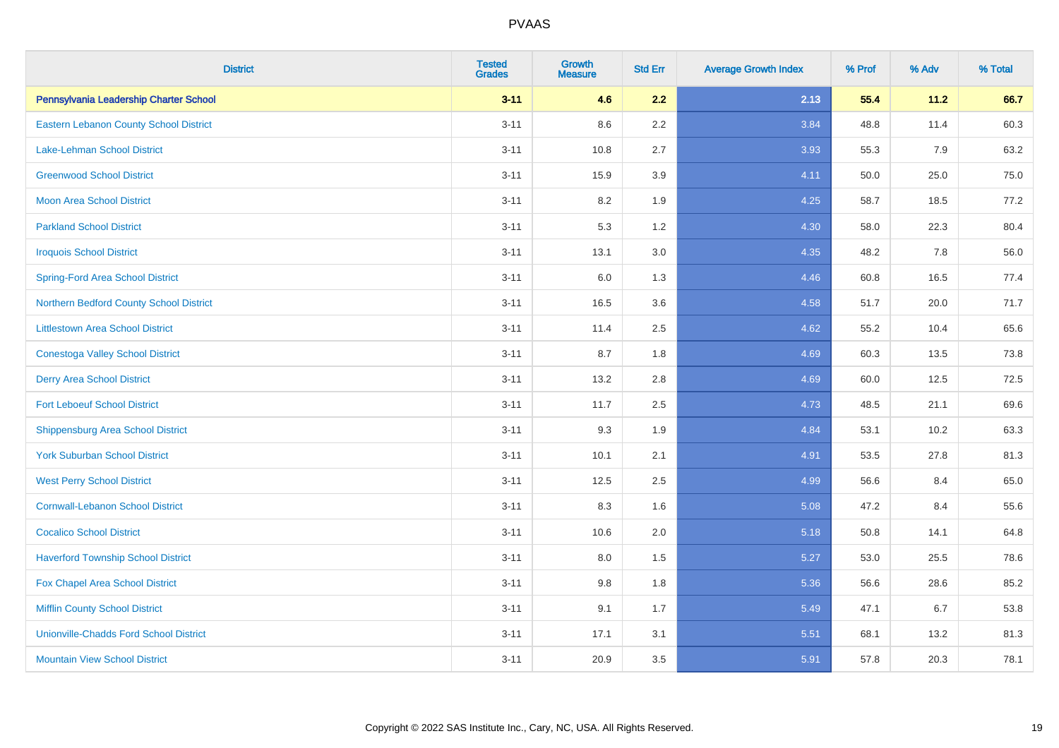# PVAAS

| District | Tested Grades | Growth Measure | Std Err | Average Growth Index | % Prof | % Adv | % Total |
|---|---|---|---|---|---|---|---|
| **Pennsylvania Leadership Charter School** | **3-11** | **4.6** | **2.2** | **2.13** | **55.4** | **11.2** | **66.7** |
| Eastern Lebanon County School District | 3-11 | 8.6 | 2.2 | 3.84 | 48.8 | 11.4 | 60.3 |
| Lake-Lehman School District | 3-11 | 10.8 | 2.7 | 3.93 | 55.3 | 7.9 | 63.2 |
| Greenwood School District | 3-11 | 15.9 | 3.9 | 4.11 | 50.0 | 25.0 | 75.0 |
| Moon Area School District | 3-11 | 8.2 | 1.9 | 4.25 | 58.7 | 18.5 | 77.2 |
| Parkland School District | 3-11 | 5.3 | 1.2 | 4.30 | 58.0 | 22.3 | 80.4 |
| Iroquois School District | 3-11 | 13.1 | 3.0 | 4.35 | 48.2 | 7.8 | 56.0 |
| Spring-Ford Area School District | 3-11 | 6.0 | 1.3 | 4.46 | 60.8 | 16.5 | 77.4 |
| Northern Bedford County School District | 3-11 | 16.5 | 3.6 | 4.58 | 51.7 | 20.0 | 71.7 |
| Littlestown Area School District | 3-11 | 11.4 | 2.5 | 4.62 | 55.2 | 10.4 | 65.6 |
| Conestoga Valley School District | 3-11 | 8.7 | 1.8 | 4.69 | 60.3 | 13.5 | 73.8 |
| Derry Area School District | 3-11 | 13.2 | 2.8 | 4.69 | 60.0 | 12.5 | 72.5 |
| Fort Leboeuf School District | 3-11 | 11.7 | 2.5 | 4.73 | 48.5 | 21.1 | 69.6 |
| Shippensburg Area School District | 3-11 | 9.3 | 1.9 | 4.84 | 53.1 | 10.2 | 63.3 |
| York Suburban School District | 3-11 | 10.1 | 2.1 | 4.91 | 53.5 | 27.8 | 81.3 |
| West Perry School District | 3-11 | 12.5 | 2.5 | 4.99 | 56.6 | 8.4 | 65.0 |
| Cornwall-Lebanon School District | 3-11 | 8.3 | 1.6 | 5.08 | 47.2 | 8.4 | 55.6 |
| Cocalico School District | 3-11 | 10.6 | 2.0 | 5.18 | 50.8 | 14.1 | 64.8 |
| Haverford Township School District | 3-11 | 8.0 | 1.5 | 5.27 | 53.0 | 25.5 | 78.6 |
| Fox Chapel Area School District | 3-11 | 9.8 | 1.8 | 5.36 | 56.6 | 28.6 | 85.2 |
| Mifflin County School District | 3-11 | 9.1 | 1.7 | 5.49 | 47.1 | 6.7 | 53.8 |
| Unionville-Chadds Ford School District | 3-11 | 17.1 | 3.1 | 5.51 | 68.1 | 13.2 | 81.3 |
| Mountain View School District | 3-11 | 20.9 | 3.5 | 5.91 | 57.8 | 20.3 | 78.1 |

Copyright © 2022 SAS Institute Inc., Cary, NC, USA. All Rights Reserved.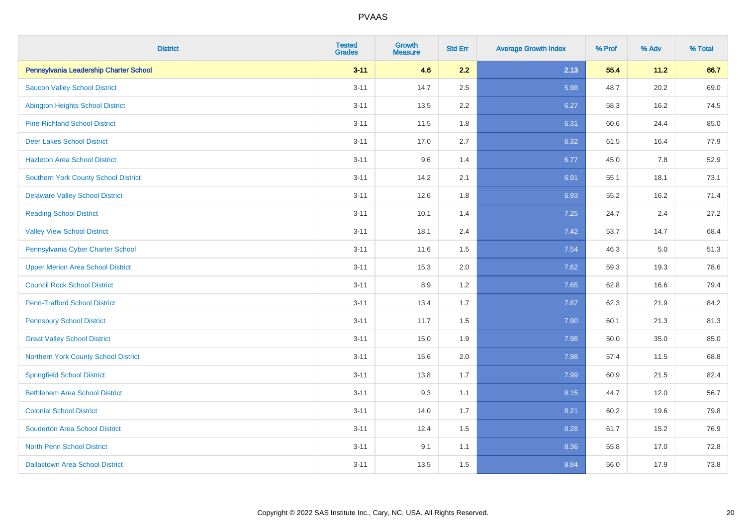| District | Tested Grades | Growth Measure | Std Err | Average Growth Index | % Prof | % Adv | % Total |
|---|---|---|---|---|---|---|---|
| **Pennsylvania Leadership Charter School** | **3-11** | **4.6** | **2.2** | **2.13** | **55.4** | **11.2** | **66.7** |
| Saucon Valley School District | 3-11 | 14.7 | 2.5 | 5.98 | 48.7 | 20.2 | 69.0 |
| Abington Heights School District | 3-11 | 13.5 | 2.2 | 6.27 | 58.3 | 16.2 | 74.5 |
| Pine-Richland School District | 3-11 | 11.5 | 1.8 | 6.31 | 60.6 | 24.4 | 85.0 |
| Deer Lakes School District | 3-11 | 17.0 | 2.7 | 6.32 | 61.5 | 16.4 | 77.9 |
| Hazleton Area School District | 3-11 | 9.6 | 1.4 | 6.77 | 45.0 | 7.8 | 52.9 |
| Southern York County School District | 3-11 | 14.2 | 2.1 | 6.91 | 55.1 | 18.1 | 73.1 |
| Delaware Valley School District | 3-11 | 12.6 | 1.8 | 6.93 | 55.2 | 16.2 | 71.4 |
| Reading School District | 3-11 | 10.1 | 1.4 | 7.25 | 24.7 | 2.4 | 27.2 |
| Valley View School District | 3-11 | 18.1 | 2.4 | 7.42 | 53.7 | 14.7 | 68.4 |
| Pennsylvania Cyber Charter School | 3-11 | 11.6 | 1.5 | 7.54 | 46.3 | 5.0 | 51.3 |
| Upper Merion Area School District | 3-11 | 15.3 | 2.0 | 7.62 | 59.3 | 19.3 | 78.6 |
| Council Rock School District | 3-11 | 8.9 | 1.2 | 7.65 | 62.8 | 16.6 | 79.4 |
| Penn-Trafford School District | 3-11 | 13.4 | 1.7 | 7.87 | 62.3 | 21.9 | 84.2 |
| Pennsbury School District | 3-11 | 11.7 | 1.5 | 7.90 | 60.1 | 21.3 | 81.3 |
| Great Valley School District | 3-11 | 15.0 | 1.9 | 7.98 | 50.0 | 35.0 | 85.0 |
| Northern York County School District | 3-11 | 15.6 | 2.0 | 7.98 | 57.4 | 11.5 | 68.8 |
| Springfield School District | 3-11 | 13.8 | 1.7 | 7.99 | 60.9 | 21.5 | 82.4 |
| Bethlehem Area School District | 3-11 | 9.3 | 1.1 | 8.15 | 44.7 | 12.0 | 56.7 |
| Colonial School District | 3-11 | 14.0 | 1.7 | 8.21 | 60.2 | 19.6 | 79.8 |
| Souderton Area School District | 3-11 | 12.4 | 1.5 | 8.28 | 61.7 | 15.2 | 76.9 |
| North Penn School District | 3-11 | 9.1 | 1.1 | 8.36 | 55.8 | 17.0 | 72.8 |
| Dallastown Area School District | 3-11 | 13.5 | 1.5 | 8.84 | 56.0 | 17.9 | 73.8 |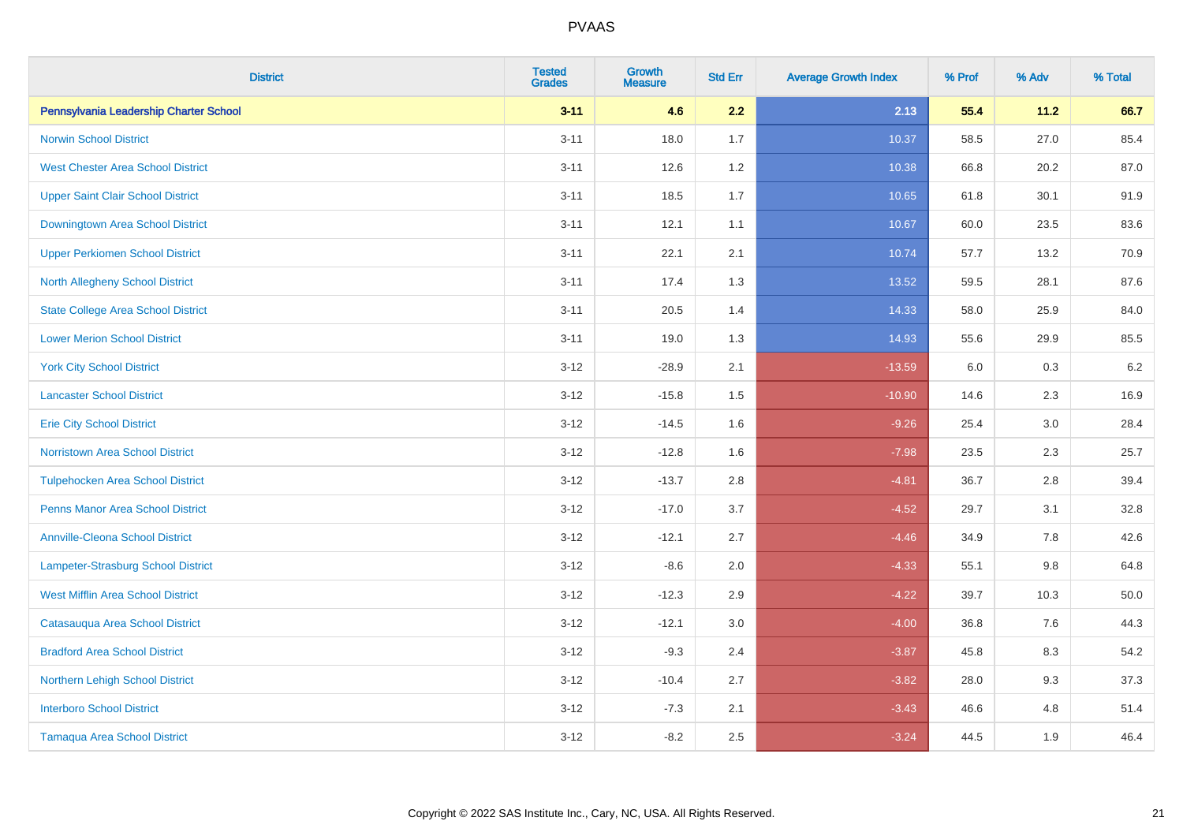| District | Tested Grades | Growth Measure | Std Err | Average Growth Index | % Prof | % Adv | % Total |
|---|---|---|---|---|---|---|---|
| **Pennsylvania Leadership Charter School** | **3-11** | **4.6** | **2.2** | **2.13** | **55.4** | **11.2** | **66.7** |
| Norwin School District | 3-11 | 18.0 | 1.7 | 10.37 | 58.5 | 27.0 | 85.4 |
| West Chester Area School District | 3-11 | 12.6 | 1.2 | 10.38 | 66.8 | 20.2 | 87.0 |
| Upper Saint Clair School District | 3-11 | 18.5 | 1.7 | 10.65 | 61.8 | 30.1 | 91.9 |
| Downingtown Area School District | 3-11 | 12.1 | 1.1 | 10.67 | 60.0 | 23.5 | 83.6 |
| Upper Perkiomen School District | 3-11 | 22.1 | 2.1 | 10.74 | 57.7 | 13.2 | 70.9 |
| North Allegheny School District | 3-11 | 17.4 | 1.3 | 13.52 | 59.5 | 28.1 | 87.6 |
| State College Area School District | 3-11 | 20.5 | 1.4 | 14.33 | 58.0 | 25.9 | 84.0 |
| Lower Merion School District | 3-11 | 19.0 | 1.3 | 14.93 | 55.6 | 29.9 | 85.5 |
| York City School District | 3-12 | -28.9 | 2.1 | -13.59 | 6.0 | 0.3 | 6.2 |
| Lancaster School District | 3-12 | -15.8 | 1.5 | -10.90 | 14.6 | 2.3 | 16.9 |
| Erie City School District | 3-12 | -14.5 | 1.6 | -9.26 | 25.4 | 3.0 | 28.4 |
| Norristown Area School District | 3-12 | -12.8 | 1.6 | -7.98 | 23.5 | 2.3 | 25.7 |
| Tulpehocken Area School District | 3-12 | -13.7 | 2.8 | -4.81 | 36.7 | 2.8 | 39.4 |
| Penns Manor Area School District | 3-12 | -17.0 | 3.7 | -4.52 | 29.7 | 3.1 | 32.8 |
| Annville-Cleona School District | 3-12 | -12.1 | 2.7 | -4.46 | 34.9 | 7.8 | 42.6 |
| Lampeter-Strasburg School District | 3-12 | -8.6 | 2.0 | -4.33 | 55.1 | 9.8 | 64.8 |
| West Mifflin Area School District | 3-12 | -12.3 | 2.9 | -4.22 | 39.7 | 10.3 | 50.0 |
| Catasauqua Area School District | 3-12 | -12.1 | 3.0 | -4.00 | 36.8 | 7.6 | 44.3 |
| Bradford Area School District | 3-12 | -9.3 | 2.4 | -3.87 | 45.8 | 8.3 | 54.2 |
| Northern Lehigh School District | 3-12 | -10.4 | 2.7 | -3.82 | 28.0 | 9.3 | 37.3 |
| Interboro School District | 3-12 | -7.3 | 2.1 | -3.43 | 46.6 | 4.8 | 51.4 |
| Tamaqua Area School District | 3-12 | -8.2 | 2.5 | -3.24 | 44.5 | 1.9 | 46.4 |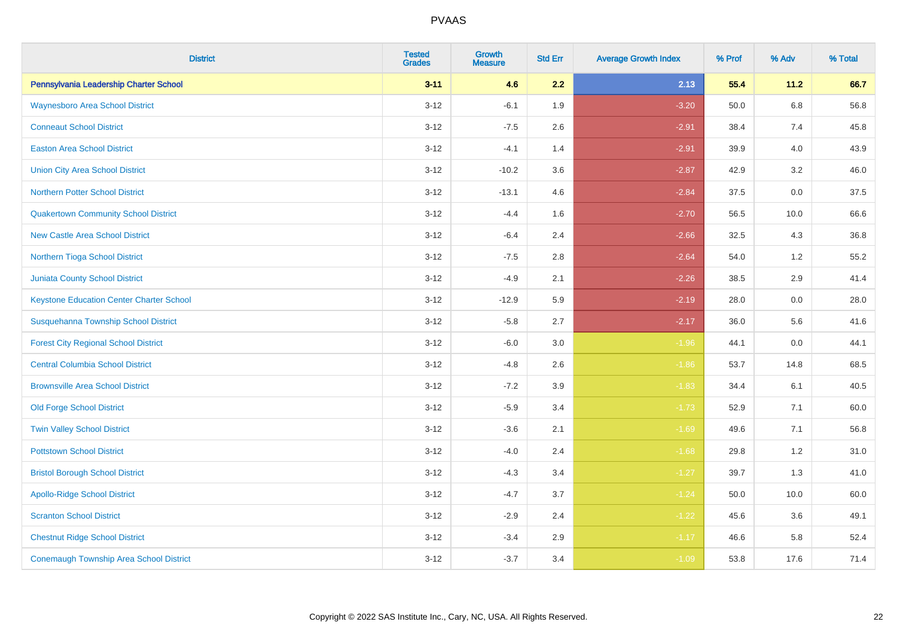| District | Tested Grades | Growth Measure | Std Err | Average Growth Index | % Prof | % Adv | % Total |
|---|---|---|---|---|---|---|---|
| **Pennsylvania Leadership Charter School** | **3-11** | **4.6** | **2.2** | **2.13** | **55.4** | **11.2** | **66.7** |
| Waynesboro Area School District | 3-12 | -6.1 | 1.9 | -3.20 | 50.0 | 6.8 | 56.8 |
| Conneaut School District | 3-12 | -7.5 | 2.6 | -2.91 | 38.4 | 7.4 | 45.8 |
| Easton Area School District | 3-12 | -4.1 | 1.4 | -2.91 | 39.9 | 4.0 | 43.9 |
| Union City Area School District | 3-12 | -10.2 | 3.6 | -2.87 | 42.9 | 3.2 | 46.0 |
| Northern Potter School District | 3-12 | -13.1 | 4.6 | -2.84 | 37.5 | 0.0 | 37.5 |
| Quakertown Community School District | 3-12 | -4.4 | 1.6 | -2.70 | 56.5 | 10.0 | 66.6 |
| New Castle Area School District | 3-12 | -6.4 | 2.4 | -2.66 | 32.5 | 4.3 | 36.8 |
| Northern Tioga School District | 3-12 | -7.5 | 2.8 | -2.64 | 54.0 | 1.2 | 55.2 |
| Juniata County School District | 3-12 | -4.9 | 2.1 | -2.26 | 38.5 | 2.9 | 41.4 |
| Keystone Education Center Charter School | 3-12 | -12.9 | 5.9 | -2.19 | 28.0 | 0.0 | 28.0 |
| Susquehanna Township School District | 3-12 | -5.8 | 2.7 | -2.17 | 36.0 | 5.6 | 41.6 |
| Forest City Regional School District | 3-12 | -6.0 | 3.0 | -1.96 | 44.1 | 0.0 | 44.1 |
| Central Columbia School District | 3-12 | -4.8 | 2.6 | -1.86 | 53.7 | 14.8 | 68.5 |
| Brownsville Area School District | 3-12 | -7.2 | 3.9 | -1.83 | 34.4 | 6.1 | 40.5 |
| Old Forge School District | 3-12 | -5.9 | 3.4 | -1.73 | 52.9 | 7.1 | 60.0 |
| Twin Valley School District | 3-12 | -3.6 | 2.1 | -1.69 | 49.6 | 7.1 | 56.8 |
| Pottstown School District | 3-12 | -4.0 | 2.4 | -1.68 | 29.8 | 1.2 | 31.0 |
| Bristol Borough School District | 3-12 | -4.3 | 3.4 | -1.27 | 39.7 | 1.3 | 41.0 |
| Apollo-Ridge School District | 3-12 | -4.7 | 3.7 | -1.24 | 50.0 | 10.0 | 60.0 |
| Scranton School District | 3-12 | -2.9 | 2.4 | -1.22 | 45.6 | 3.6 | 49.1 |
| Chestnut Ridge School District | 3-12 | -3.4 | 2.9 | -1.17 | 46.6 | 5.8 | 52.4 |
| Conemaugh Township Area School District | 3-12 | -3.7 | 3.4 | -1.09 | 53.8 | 17.6 | 71.4 |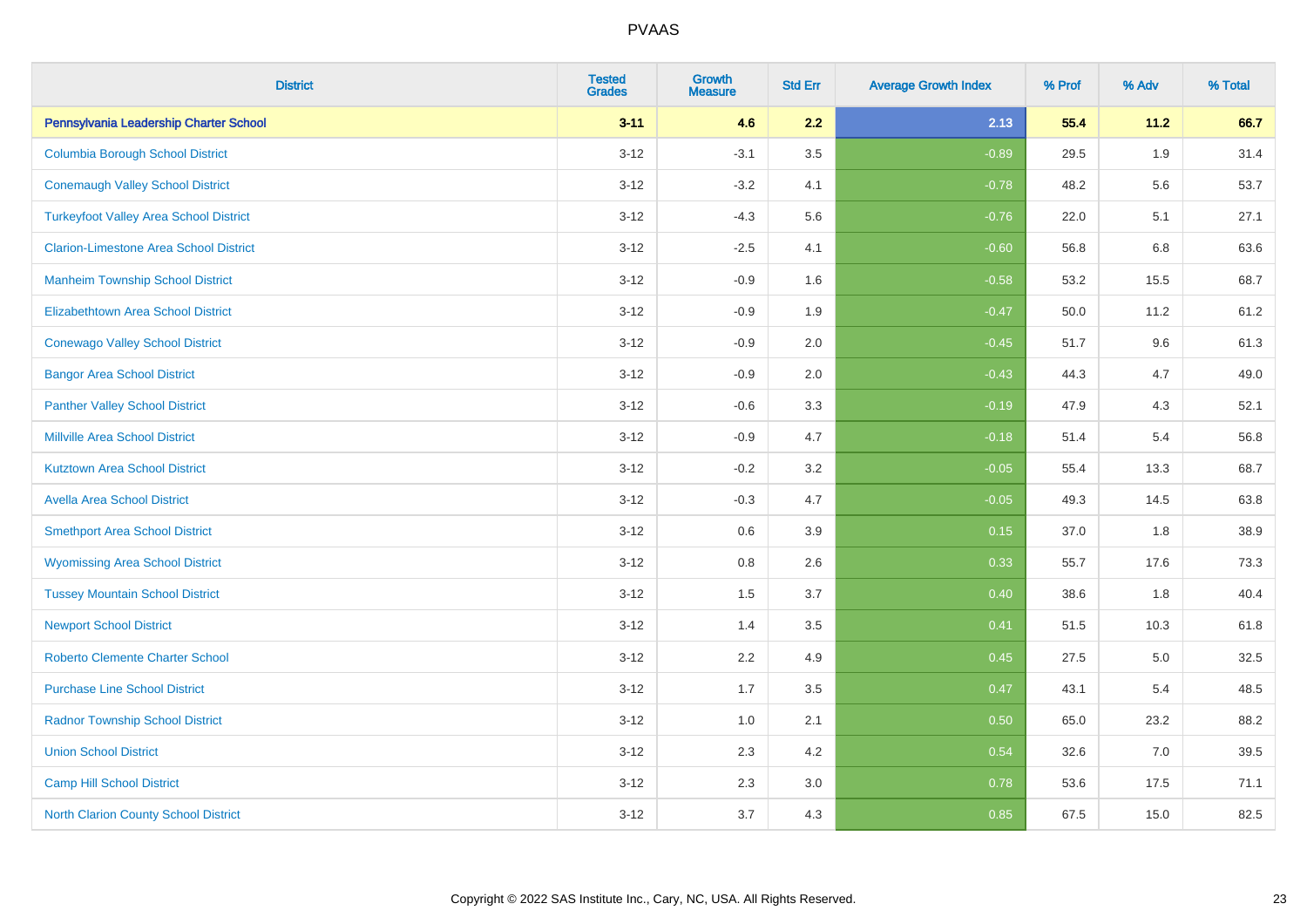# PVAAS

| District | Tested Grades | Growth Measure | Std Err | Average Growth Index | % Prof | % Adv | % Total |
|---|---|---|---|---|---|---|---|
| **Pennsylvania Leadership Charter School** | **3-11** | **4.6** | **2.2** | **2.13** | **55.4** | **11.2** | **66.7** |
| Columbia Borough School District | 3-12 | -3.1 | 3.5 | -0.89 | 29.5 | 1.9 | 31.4 |
| Conemaugh Valley School District | 3-12 | -3.2 | 4.1 | -0.78 | 48.2 | 5.6 | 53.7 |
| Turkeyfoot Valley Area School District | 3-12 | -4.3 | 5.6 | -0.76 | 22.0 | 5.1 | 27.1 |
| Clarion-Limestone Area School District | 3-12 | -2.5 | 4.1 | -0.60 | 56.8 | 6.8 | 63.6 |
| Manheim Township School District | 3-12 | -0.9 | 1.6 | -0.58 | 53.2 | 15.5 | 68.7 |
| Elizabethtown Area School District | 3-12 | -0.9 | 1.9 | -0.47 | 50.0 | 11.2 | 61.2 |
| Conewago Valley School District | 3-12 | -0.9 | 2.0 | -0.45 | 51.7 | 9.6 | 61.3 |
| Bangor Area School District | 3-12 | -0.9 | 2.0 | -0.43 | 44.3 | 4.7 | 49.0 |
| Panther Valley School District | 3-12 | -0.6 | 3.3 | -0.19 | 47.9 | 4.3 | 52.1 |
| Millville Area School District | 3-12 | -0.9 | 4.7 | -0.18 | 51.4 | 5.4 | 56.8 |
| Kutztown Area School District | 3-12 | -0.2 | 3.2 | -0.05 | 55.4 | 13.3 | 68.7 |
| Avella Area School District | 3-12 | -0.3 | 4.7 | -0.05 | 49.3 | 14.5 | 63.8 |
| Smethport Area School District | 3-12 | 0.6 | 3.9 | 0.15 | 37.0 | 1.8 | 38.9 |
| Wyomissing Area School District | 3-12 | 0.8 | 2.6 | 0.33 | 55.7 | 17.6 | 73.3 |
| Tussey Mountain School District | 3-12 | 1.5 | 3.7 | 0.40 | 38.6 | 1.8 | 40.4 |
| Newport School District | 3-12 | 1.4 | 3.5 | 0.41 | 51.5 | 10.3 | 61.8 |
| Roberto Clemente Charter School | 3-12 | 2.2 | 4.9 | 0.45 | 27.5 | 5.0 | 32.5 |
| Purchase Line School District | 3-12 | 1.7 | 3.5 | 0.47 | 43.1 | 5.4 | 48.5 |
| Radnor Township School District | 3-12 | 1.0 | 2.1 | 0.50 | 65.0 | 23.2 | 88.2 |
| Union School District | 3-12 | 2.3 | 4.2 | 0.54 | 32.6 | 7.0 | 39.5 |
| Camp Hill School District | 3-12 | 2.3 | 3.0 | 0.78 | 53.6 | 17.5 | 71.1 |
| North Clarion County School District | 3-12 | 3.7 | 4.3 | 0.85 | 67.5 | 15.0 | 82.5 |

Copyright © 2022 SAS Institute Inc., Cary, NC, USA. All Rights Reserved.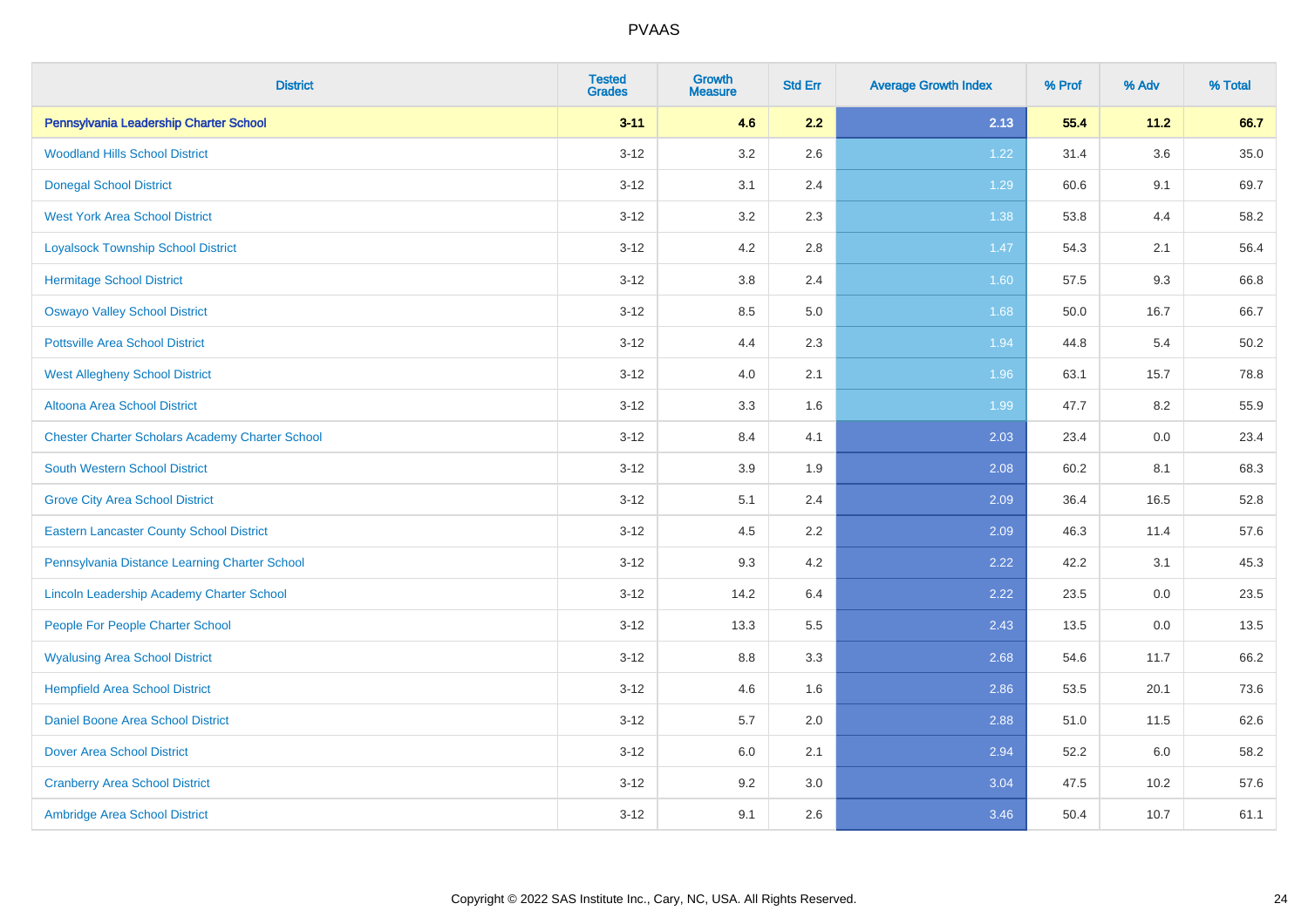| District | Tested Grades | Growth Measure | Std Err | Average Growth Index | % Prof | % Adv | % Total |
|---|---|---|---|---|---|---|---|
| **Pennsylvania Leadership Charter School** | **3-11** | **4.6** | **2.2** | **2.13** | **55.4** | **11.2** | **66.7** |
| Woodland Hills School District | 3-12 | 3.2 | 2.6 | 1.22 | 31.4 | 3.6 | 35.0 |
| Donegal School District | 3-12 | 3.1 | 2.4 | 1.29 | 60.6 | 9.1 | 69.7 |
| West York Area School District | 3-12 | 3.2 | 2.3 | 1.38 | 53.8 | 4.4 | 58.2 |
| Loyalsock Township School District | 3-12 | 4.2 | 2.8 | 1.47 | 54.3 | 2.1 | 56.4 |
| Hermitage School District | 3-12 | 3.8 | 2.4 | 1.60 | 57.5 | 9.3 | 66.8 |
| Oswayo Valley School District | 3-12 | 8.5 | 5.0 | 1.68 | 50.0 | 16.7 | 66.7 |
| Pottsville Area School District | 3-12 | 4.4 | 2.3 | 1.94 | 44.8 | 5.4 | 50.2 |
| West Allegheny School District | 3-12 | 4.0 | 2.1 | 1.96 | 63.1 | 15.7 | 78.8 |
| Altoona Area School District | 3-12 | 3.3 | 1.6 | 1.99 | 47.7 | 8.2 | 55.9 |
| Chester Charter Scholars Academy Charter School | 3-12 | 8.4 | 4.1 | 2.03 | 23.4 | 0.0 | 23.4 |
| South Western School District | 3-12 | 3.9 | 1.9 | 2.08 | 60.2 | 8.1 | 68.3 |
| Grove City Area School District | 3-12 | 5.1 | 2.4 | 2.09 | 36.4 | 16.5 | 52.8 |
| Eastern Lancaster County School District | 3-12 | 4.5 | 2.2 | 2.09 | 46.3 | 11.4 | 57.6 |
| Pennsylvania Distance Learning Charter School | 3-12 | 9.3 | 4.2 | 2.22 | 42.2 | 3.1 | 45.3 |
| Lincoln Leadership Academy Charter School | 3-12 | 14.2 | 6.4 | 2.22 | 23.5 | 0.0 | 23.5 |
| People For People Charter School | 3-12 | 13.3 | 5.5 | 2.43 | 13.5 | 0.0 | 13.5 |
| Wyalusing Area School District | 3-12 | 8.8 | 3.3 | 2.68 | 54.6 | 11.7 | 66.2 |
| Hempfield Area School District | 3-12 | 4.6 | 1.6 | 2.86 | 53.5 | 20.1 | 73.6 |
| Daniel Boone Area School District | 3-12 | 5.7 | 2.0 | 2.88 | 51.0 | 11.5 | 62.6 |
| Dover Area School District | 3-12 | 6.0 | 2.1 | 2.94 | 52.2 | 6.0 | 58.2 |
| Cranberry Area School District | 3-12 | 9.2 | 3.0 | 3.04 | 47.5 | 10.2 | 57.6 |
| Ambridge Area School District | 3-12 | 9.1 | 2.6 | 3.46 | 50.4 | 10.7 | 61.1 |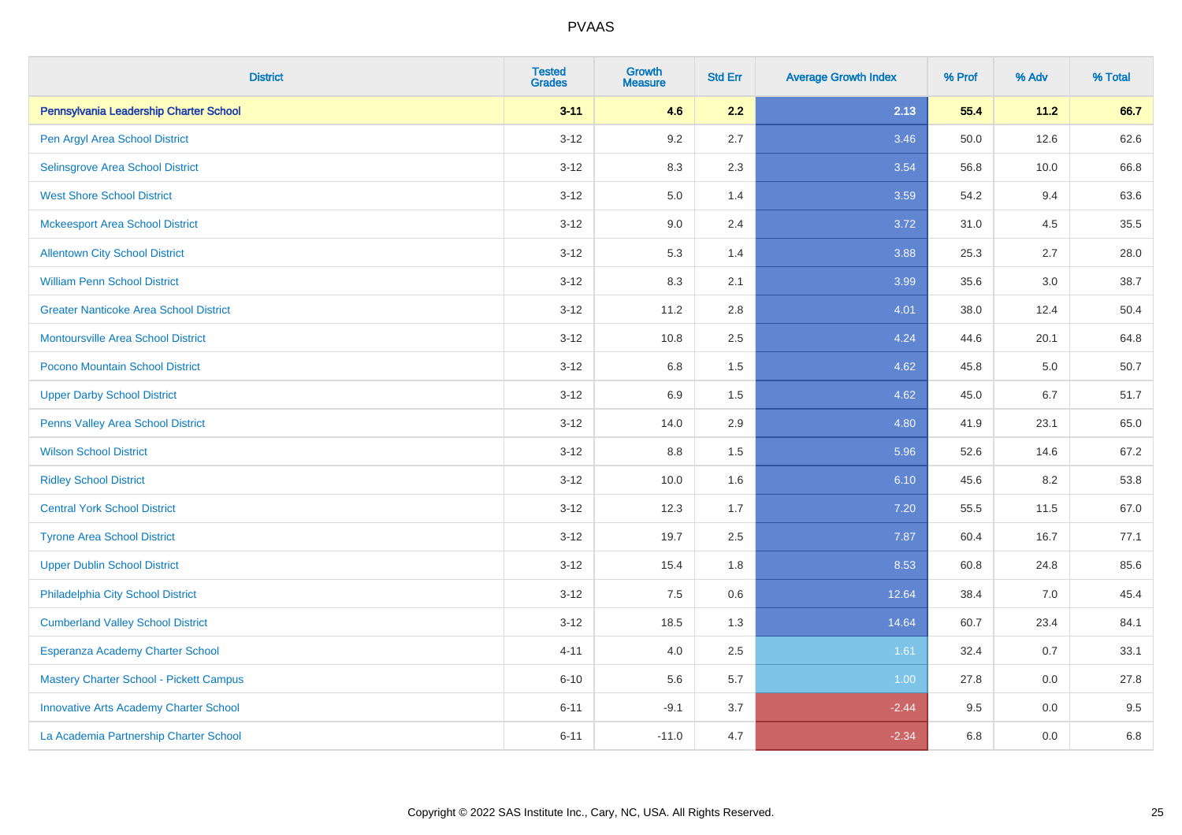# PVAAS

| District | Tested Grades | Growth Measure | Std Err | Average Growth Index | % Prof | % Adv | % Total |
|---|---|---|---|---|---|---|---|
| **Pennsylvania Leadership Charter School** | **3-11** | **4.6** | **2.2** | **2.13** | **55.4** | **11.2** | **66.7** |
| Pen Argyl Area School District | 3-12 | 9.2 | 2.7 | 3.46 | 50.0 | 12.6 | 62.6 |
| Selinsgrove Area School District | 3-12 | 8.3 | 2.3 | 3.54 | 56.8 | 10.0 | 66.8 |
| West Shore School District | 3-12 | 5.0 | 1.4 | 3.59 | 54.2 | 9.4 | 63.6 |
| Mckeesport Area School District | 3-12 | 9.0 | 2.4 | 3.72 | 31.0 | 4.5 | 35.5 |
| Allentown City School District | 3-12 | 5.3 | 1.4 | 3.88 | 25.3 | 2.7 | 28.0 |
| William Penn School District | 3-12 | 8.3 | 2.1 | 3.99 | 35.6 | 3.0 | 38.7 |
| Greater Nanticoke Area School District | 3-12 | 11.2 | 2.8 | 4.01 | 38.0 | 12.4 | 50.4 |
| Montoursville Area School District | 3-12 | 10.8 | 2.5 | 4.24 | 44.6 | 20.1 | 64.8 |
| Pocono Mountain School District | 3-12 | 6.8 | 1.5 | 4.62 | 45.8 | 5.0 | 50.7 |
| Upper Darby School District | 3-12 | 6.9 | 1.5 | 4.62 | 45.0 | 6.7 | 51.7 |
| Penns Valley Area School District | 3-12 | 14.0 | 2.9 | 4.80 | 41.9 | 23.1 | 65.0 |
| Wilson School District | 3-12 | 8.8 | 1.5 | 5.96 | 52.6 | 14.6 | 67.2 |
| Ridley School District | 3-12 | 10.0 | 1.6 | 6.10 | 45.6 | 8.2 | 53.8 |
| Central York School District | 3-12 | 12.3 | 1.7 | 7.20 | 55.5 | 11.5 | 67.0 |
| Tyrone Area School District | 3-12 | 19.7 | 2.5 | 7.87 | 60.4 | 16.7 | 77.1 |
| Upper Dublin School District | 3-12 | 15.4 | 1.8 | 8.53 | 60.8 | 24.8 | 85.6 |
| Philadelphia City School District | 3-12 | 7.5 | 0.6 | 12.64 | 38.4 | 7.0 | 45.4 |
| Cumberland Valley School District | 3-12 | 18.5 | 1.3 | 14.64 | 60.7 | 23.4 | 84.1 |
| Esperanza Academy Charter School | 4-11 | 4.0 | 2.5 | 1.61 | 32.4 | 0.7 | 33.1 |
| Mastery Charter School - Pickett Campus | 6-10 | 5.6 | 5.7 | 1.00 | 27.8 | 0.0 | 27.8 |
| Innovative Arts Academy Charter School | 6-11 | -9.1 | 3.7 | -2.44 | 9.5 | 0.0 | 9.5 |
| La Academia Partnership Charter School | 6-11 | -11.0 | 4.7 | -2.34 | 6.8 | 0.0 | 6.8 |

Copyright © 2022 SAS Institute Inc., Cary, NC, USA. All Rights Reserved.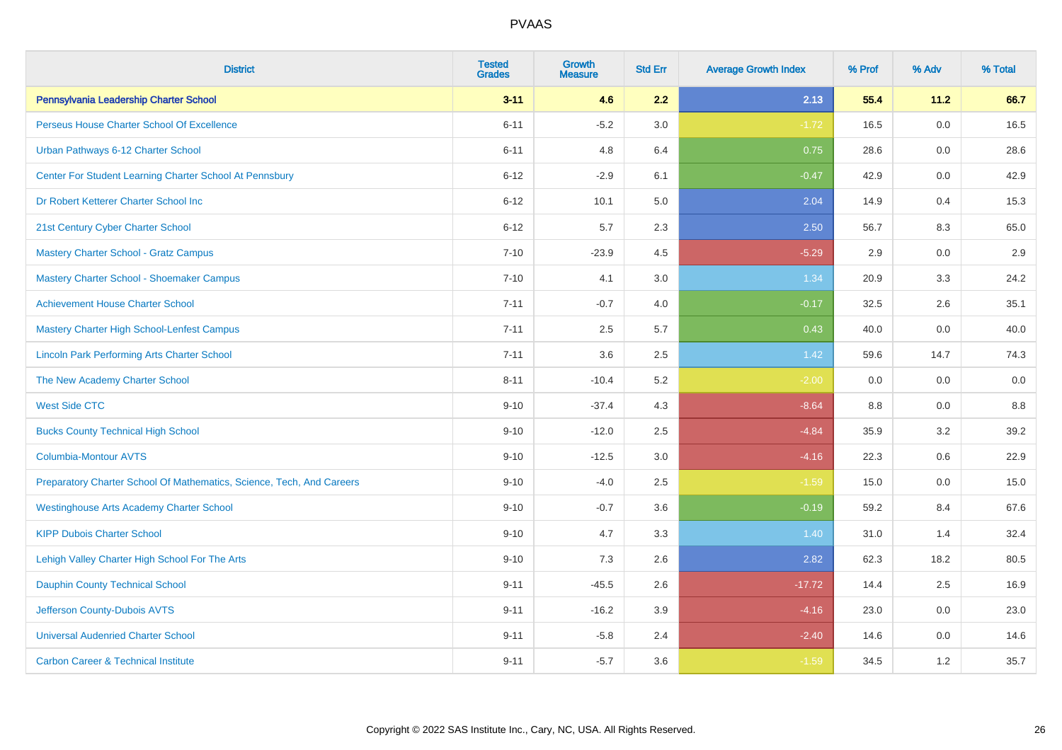# PVAAS

| District | Tested Grades | Growth Measure | Std Err | Average Growth Index | % Prof | % Adv | % Total |
|---|---|---|---|---|---|---|---|
| **Pennsylvania Leadership Charter School** | **3-11** | **4.6** | **2.2** | **2.13** | **55.4** | **11.2** | **66.7** |
| Perseus House Charter School Of Excellence | 6-11 | -5.2 | 3.0 | -1.72 | 16.5 | 0.0 | 16.5 |
| Urban Pathways 6-12 Charter School | 6-11 | 4.8 | 6.4 | 0.75 | 28.6 | 0.0 | 28.6 |
| Center For Student Learning Charter School At Pennsbury | 6-12 | -2.9 | 6.1 | -0.47 | 42.9 | 0.0 | 42.9 |
| Dr Robert Ketterer Charter School Inc | 6-12 | 10.1 | 5.0 | 2.04 | 14.9 | 0.4 | 15.3 |
| 21st Century Cyber Charter School | 6-12 | 5.7 | 2.3 | 2.50 | 56.7 | 8.3 | 65.0 |
| Mastery Charter School - Gratz Campus | 7-10 | -23.9 | 4.5 | -5.29 | 2.9 | 0.0 | 2.9 |
| Mastery Charter School - Shoemaker Campus | 7-10 | 4.1 | 3.0 | 1.34 | 20.9 | 3.3 | 24.2 |
| Achievement House Charter School | 7-11 | -0.7 | 4.0 | -0.17 | 32.5 | 2.6 | 35.1 |
| Mastery Charter High School-Lenfest Campus | 7-11 | 2.5 | 5.7 | 0.43 | 40.0 | 0.0 | 40.0 |
| Lincoln Park Performing Arts Charter School | 7-11 | 3.6 | 2.5 | 1.42 | 59.6 | 14.7 | 74.3 |
| The New Academy Charter School | 8-11 | -10.4 | 5.2 | -2.00 | 0.0 | 0.0 | 0.0 |
| West Side CTC | 9-10 | -37.4 | 4.3 | -8.64 | 8.8 | 0.0 | 8.8 |
| Bucks County Technical High School | 9-10 | -12.0 | 2.5 | -4.84 | 35.9 | 3.2 | 39.2 |
| Columbia-Montour AVTS | 9-10 | -12.5 | 3.0 | -4.16 | 22.3 | 0.6 | 22.9 |
| Preparatory Charter School Of Mathematics, Science, Tech, And Careers | 9-10 | -4.0 | 2.5 | -1.59 | 15.0 | 0.0 | 15.0 |
| Westinghouse Arts Academy Charter School | 9-10 | -0.7 | 3.6 | -0.19 | 59.2 | 8.4 | 67.6 |
| KIPP Dubois Charter School | 9-10 | 4.7 | 3.3 | 1.40 | 31.0 | 1.4 | 32.4 |
| Lehigh Valley Charter High School For The Arts | 9-10 | 7.3 | 2.6 | 2.82 | 62.3 | 18.2 | 80.5 |
| Dauphin County Technical School | 9-11 | -45.5 | 2.6 | -17.72 | 14.4 | 2.5 | 16.9 |
| Jefferson County-Dubois AVTS | 9-11 | -16.2 | 3.9 | -4.16 | 23.0 | 0.0 | 23.0 |
| Universal Audenried Charter School | 9-11 | -5.8 | 2.4 | -2.40 | 14.6 | 0.0 | 14.6 |
| Carbon Career & Technical Institute | 9-11 | -5.7 | 3.6 | -1.59 | 34.5 | 1.2 | 35.7 |

Copyright © 2022 SAS Institute Inc., Cary, NC, USA. All Rights Reserved.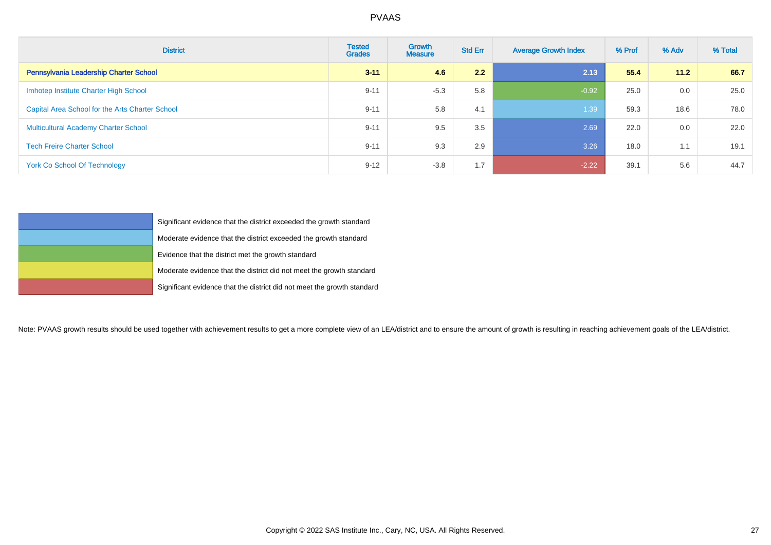# PVAAS

| District | Tested Grades | Growth Measure | Std Err | Average Growth Index | % Prof | % Adv | % Total |
|---|---|---|---|---|---|---|---|
| **Pennsylvania Leadership Charter School** | **3-11** | **4.6** | **2.2** | **2.13** | **55.4** | **11.2** | **66.7** |
| Imhotep Institute Charter High School | 9-11 | -5.3 | 5.8 | -0.92 | 25.0 | 0.0 | 25.0 |
| Capital Area School for the Arts Charter School | 9-11 | 5.8 | 4.1 | 1.39 | 59.3 | 18.6 | 78.0 |
| Multicultural Academy Charter School | 9-11 | 9.5 | 3.5 | 2.69 | 22.0 | 0.0 | 22.0 |
| Tech Freire Charter School | 9-11 | 9.3 | 2.9 | 3.26 | 18.0 | 1.1 | 19.1 |
| York Co School Of Technology | 9-12 | -3.8 | 1.7 | -2.22 | 39.1 | 5.6 | 44.7 |

Significant evidence that the district exceeded the growth standard

Moderate evidence that the district exceeded the growth standard

Evidence that the district met the growth standard

Moderate evidence that the district did not meet the growth standard

Significant evidence that the district did not meet the growth standard

Note: PVAAS growth results should be used together with achievement results to get a more complete view of an LEA/district and to ensure the amount of growth is resulting in reaching achievement goals of the LEA/district.

Copyright © 2022 SAS Institute Inc., Cary, NC, USA. All Rights Reserved.